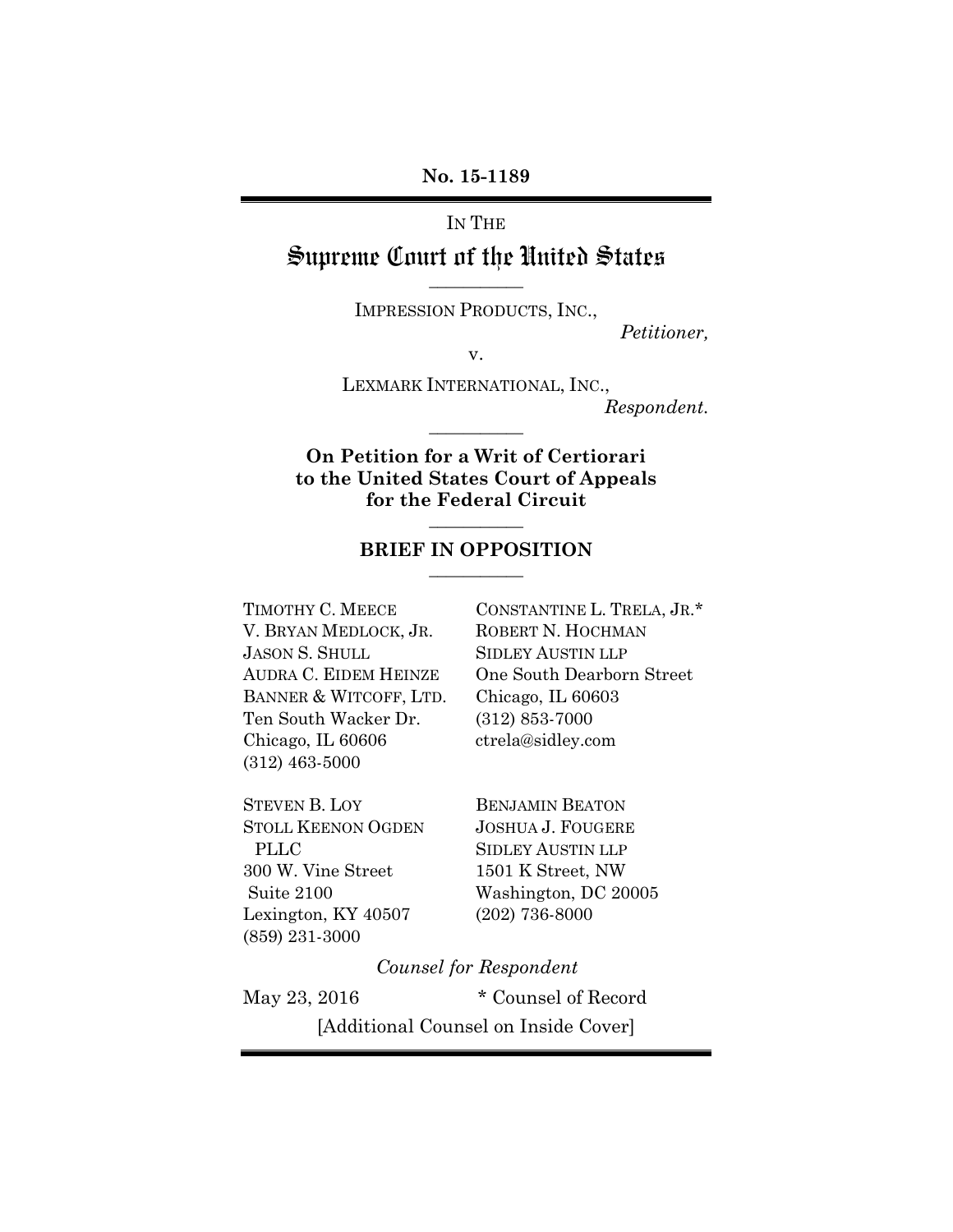**No. 15-1189**

IN THE

# Supreme Court of the United States

---

IMPRESSION PRODUCTS, INC.,

*Petitioner,*

v.

LEXMARK INTERNATIONAL, INC.,

*Respondent.*

---

**On Petition for a Writ of Certiorari to the United States Court of Appeals for the Federal Circuit**

---

**BRIEF IN OPPOSITION**

---

TIMOTHY C. MEECE
V. BRYAN MEDLOCK, JR.
JASON S. SHULL
AUDRA C. EIDEM HEINZE
BANNER & WITCOFF, LTD.
Ten South Wacker Dr.
Chicago, IL 60606
(312) 463-5000

CONSTANTINE L. TRELA, JR.*
ROBERT N. HOCHMAN
SIDLEY AUSTIN LLP
One South Dearborn Street
Chicago, IL 60603
(312) 853-7000
ctrela@sidley.com

STEVEN B. LOY
STOLL KEENON OGDEN PLLC
300 W. Vine Street
Suite 2100
Lexington, KY 40507
(859) 231-3000

BENJAMIN BEATON
JOSHUA J. FOUGERE
SIDLEY AUSTIN LLP
1501 K Street, NW
Washington, DC 20005
(202) 736-8000

*Counsel for Respondent*

May 23, 2016

\* Counsel of Record

[Additional Counsel on Inside Cover]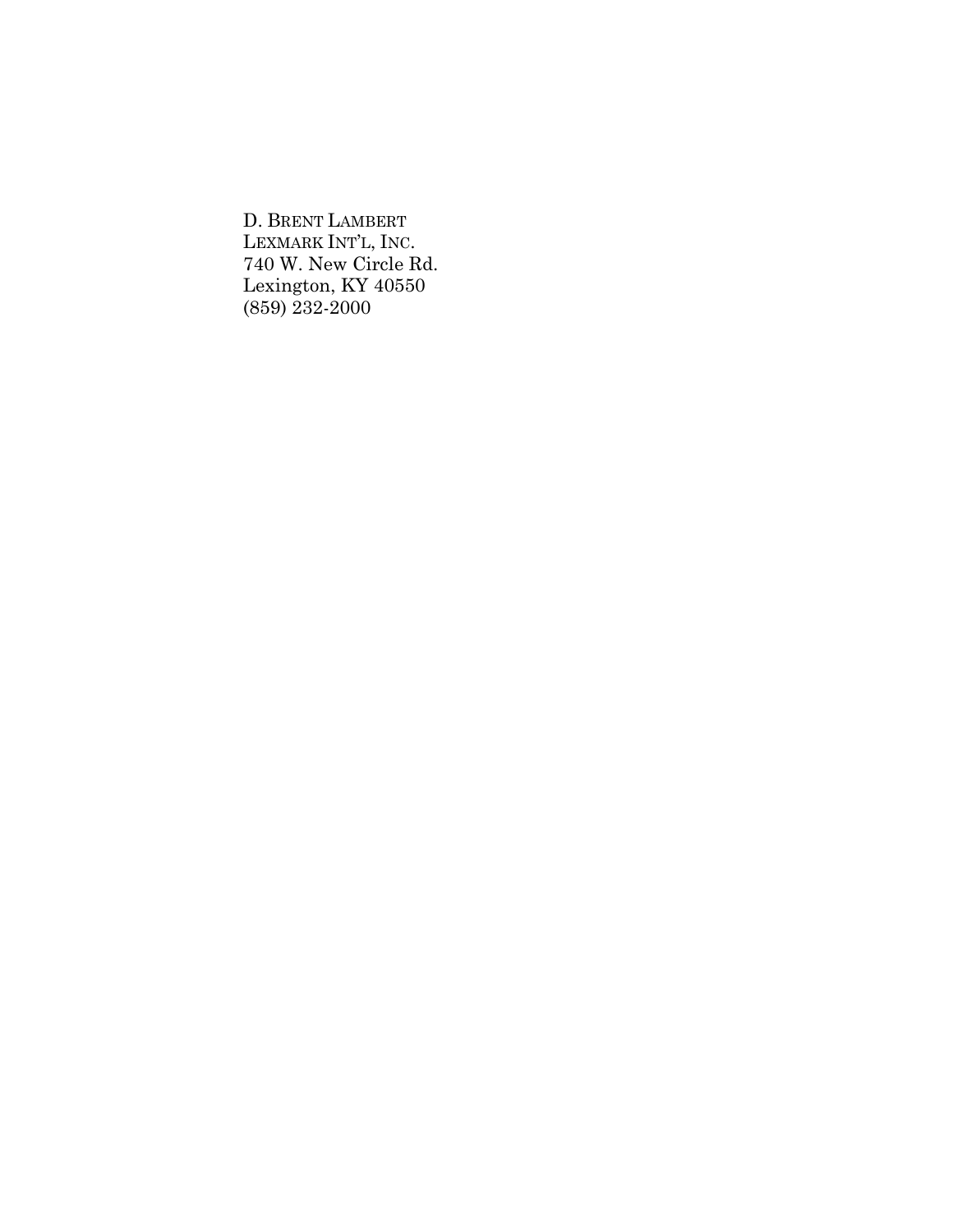D. BRENT LAMBERT
LEXMARK INT'L, INC.
740 W. New Circle Rd.
Lexington, KY 40550
(859) 232-2000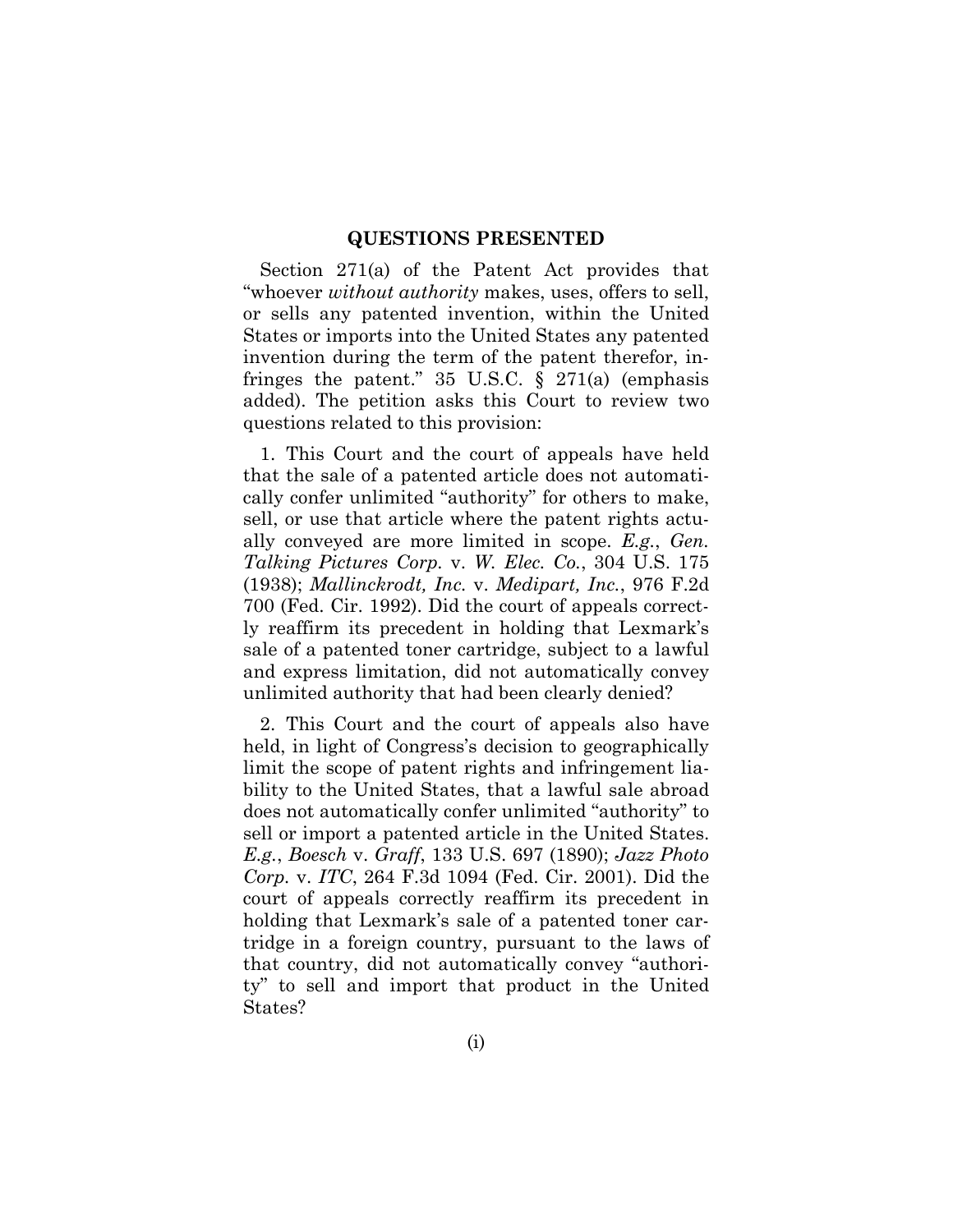## QUESTIONS PRESENTED

Section 271(a) of the Patent Act provides that "whoever *without authority* makes, uses, offers to sell, or sells any patented invention, within the United States or imports into the United States any patented invention during the term of the patent therefor, infringes the patent." 35 U.S.C. § 271(a) (emphasis added). The petition asks this Court to review two questions related to this provision:

1. This Court and the court of appeals have held that the sale of a patented article does not automatically confer unlimited "authority" for others to make, sell, or use that article where the patent rights actually conveyed are more limited in scope. *E.g.*, *Gen. Talking Pictures Corp.* v. *W. Elec. Co.*, 304 U.S. 175 (1938); *Mallinckrodt, Inc.* v. *Medipart, Inc.*, 976 F.2d 700 (Fed. Cir. 1992). Did the court of appeals correctly reaffirm its precedent in holding that Lexmark's sale of a patented toner cartridge, subject to a lawful and express limitation, did not automatically convey unlimited authority that had been clearly denied?

2. This Court and the court of appeals also have held, in light of Congress's decision to geographically limit the scope of patent rights and infringement liability to the United States, that a lawful sale abroad does not automatically confer unlimited "authority" to sell or import a patented article in the United States. *E.g.*, *Boesch* v. *Graff*, 133 U.S. 697 (1890); *Jazz Photo Corp.* v. *ITC*, 264 F.3d 1094 (Fed. Cir. 2001). Did the court of appeals correctly reaffirm its precedent in holding that Lexmark's sale of a patented toner cartridge in a foreign country, pursuant to the laws of that country, did not automatically convey "authority" to sell and import that product in the United States?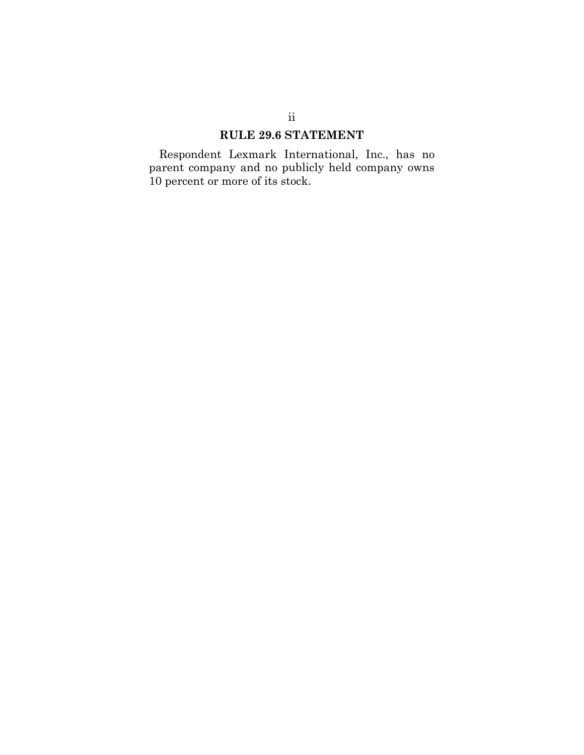## RULE 29.6 STATEMENT

Respondent Lexmark International, Inc., has no parent company and no publicly held company owns 10 percent or more of its stock.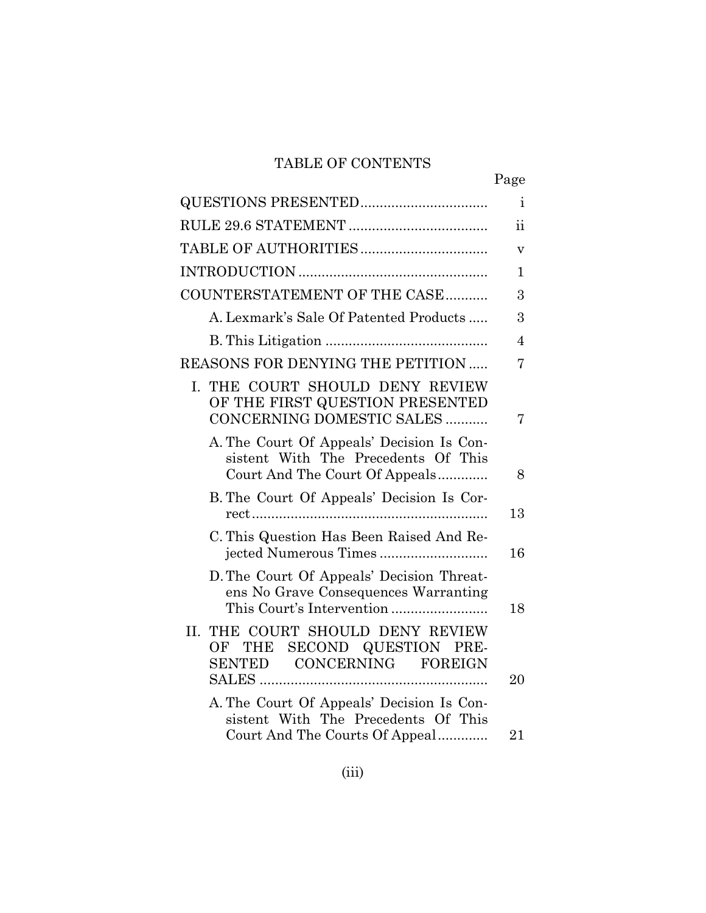# TABLE OF CONTENTS

| | Page |
|---|---|
| QUESTIONS PRESENTED | i |
| RULE 29.6 STATEMENT | ii |
| TABLE OF AUTHORITIES | v |
| INTRODUCTION | 1 |
| COUNTERSTATEMENT OF THE CASE | 3 |
| A. Lexmark's Sale Of Patented Products | 3 |
| B. This Litigation | 4 |
| REASONS FOR DENYING THE PETITION | 7 |
| I. THE COURT SHOULD DENY REVIEW OF THE FIRST QUESTION PRESENTED CONCERNING DOMESTIC SALES | 7 |
| A. The Court Of Appeals' Decision Is Consistent With The Precedents Of This Court And The Court Of Appeals | 8 |
| B. The Court Of Appeals' Decision Is Correct | 13 |
| C. This Question Has Been Raised And Rejected Numerous Times | 16 |
| D. The Court Of Appeals' Decision Threatens No Grave Consequences Warranting This Court's Intervention | 18 |
| II. THE COURT SHOULD DENY REVIEW OF THE SECOND QUESTION PRESENTED CONCERNING FOREIGN SALES | 20 |
| A. The Court Of Appeals' Decision Is Consistent With The Precedents Of This Court And The Courts Of Appeal | 21 |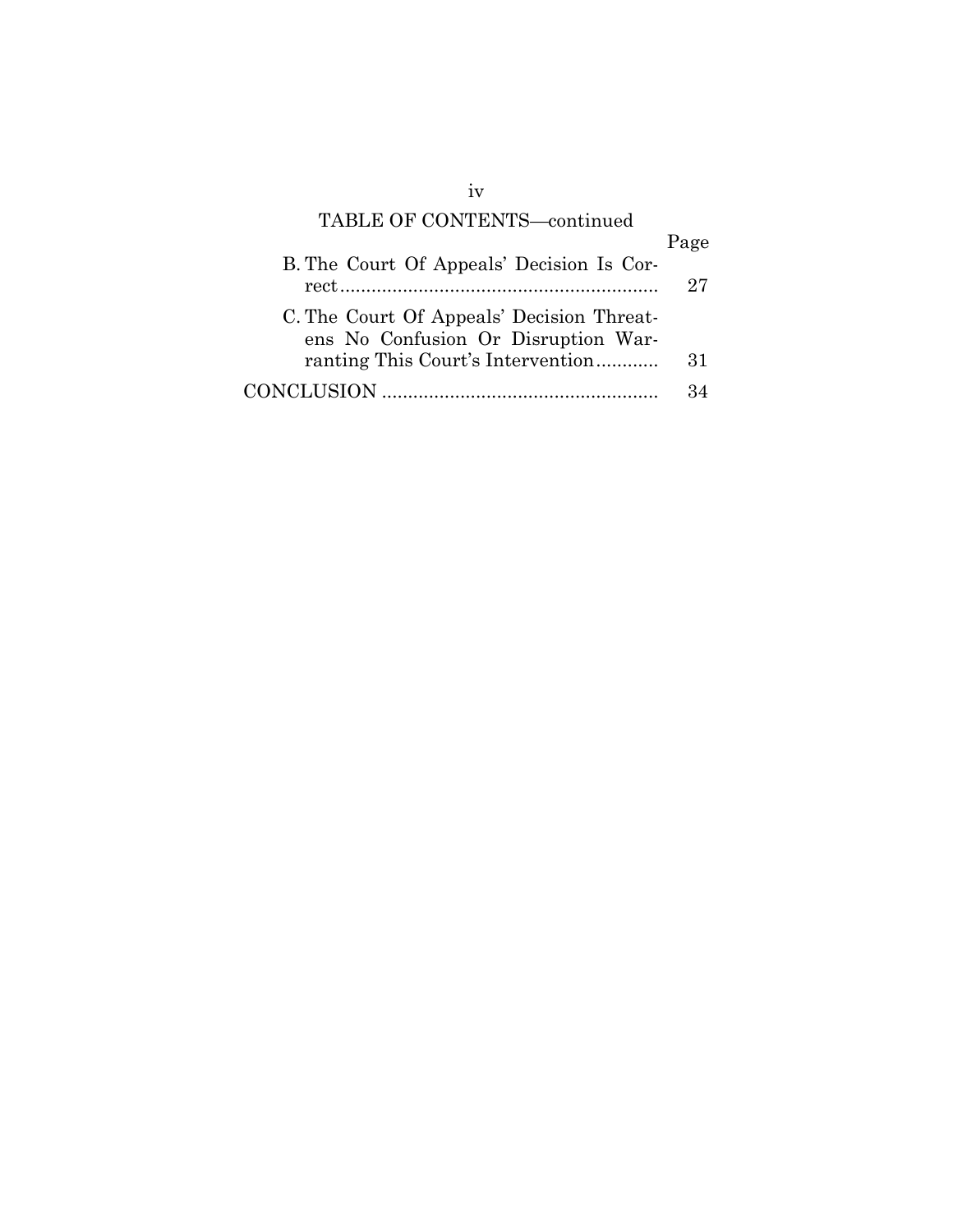TABLE OF CONTENTS—continued

| | Page |
|---|---|
| B. The Court Of Appeals' Decision Is Correct | 27 |
| C. The Court Of Appeals' Decision Threatens No Confusion Or Disruption Warranting This Court's Intervention | 31 |
| CONCLUSION | 34 |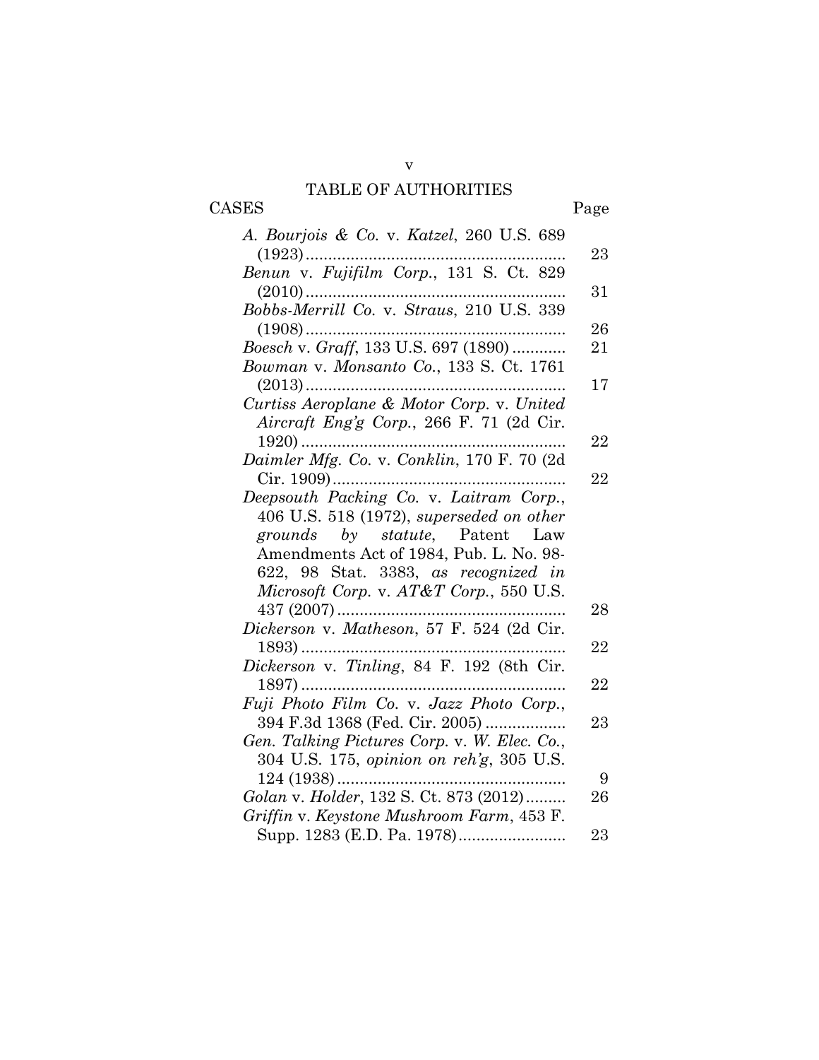# TABLE OF AUTHORITIES

| CASES | Page |
|---|---|
| *A. Bourjois & Co.* v. *Katzel*, 260 U.S. 689 (1923) | 23 |
| *Benun* v. *Fujifilm Corp.*, 131 S. Ct. 829 (2010) | 31 |
| *Bobbs-Merrill Co.* v. *Straus*, 210 U.S. 339 (1908) | 26 |
| *Boesch* v. *Graff*, 133 U.S. 697 (1890) | 21 |
| *Bowman* v. *Monsanto Co.*, 133 S. Ct. 1761 (2013) | 17 |
| *Curtiss Aeroplane & Motor Corp.* v. *United Aircraft Eng'g Corp.*, 266 F. 71 (2d Cir. 1920) | 22 |
| *Daimler Mfg. Co.* v. *Conklin*, 170 F. 70 (2d Cir. 1909) | 22 |
| *Deepsouth Packing Co.* v. *Laitram Corp.*, 406 U.S. 518 (1972), *superseded on other grounds by statute*, Patent Law Amendments Act of 1984, Pub. L. No. 98-622, 98 Stat. 3383, *as recognized in Microsoft Corp.* v. *AT&T Corp.*, 550 U.S. 437 (2007) | 28 |
| *Dickerson* v. *Matheson*, 57 F. 524 (2d Cir. 1893) | 22 |
| *Dickerson* v. *Tinling*, 84 F. 192 (8th Cir. 1897) | 22 |
| *Fuji Photo Film Co.* v. *Jazz Photo Corp.*, 394 F.3d 1368 (Fed. Cir. 2005) | 23 |
| *Gen. Talking Pictures Corp.* v. *W. Elec. Co.*, 304 U.S. 175, *opinion on reh'g*, 305 U.S. 124 (1938) | 9 |
| *Golan* v. *Holder*, 132 S. Ct. 873 (2012) | 26 |
| *Griffin* v. *Keystone Mushroom Farm*, 453 F. Supp. 1283 (E.D. Pa. 1978) | 23 |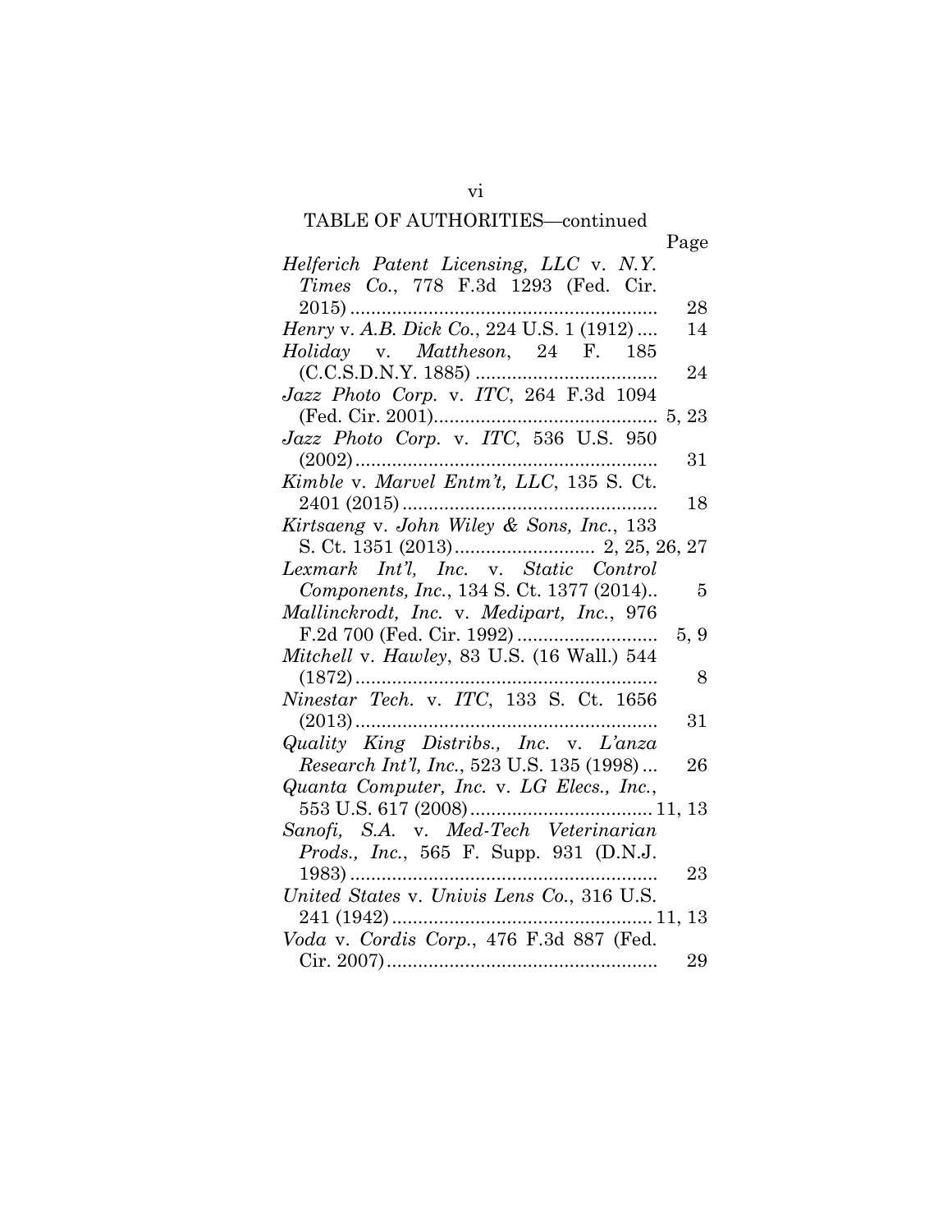TABLE OF AUTHORITIES—continued

| | Page |
|---|---|
| *Helferich Patent Licensing, LLC* v. *N.Y. Times Co.*, 778 F.3d 1293 (Fed. Cir. 2015) | 28 |
| *Henry* v. *A.B. Dick Co.*, 224 U.S. 1 (1912) | 14 |
| *Holiday* v. *Mattheson*, 24 F. 185 (C.C.S.D.N.Y. 1885) | 24 |
| *Jazz Photo Corp.* v. *ITC*, 264 F.3d 1094 (Fed. Cir. 2001) | 5, 23 |
| *Jazz Photo Corp.* v. *ITC*, 536 U.S. 950 (2002) | 31 |
| *Kimble* v. *Marvel Entm't, LLC*, 135 S. Ct. 2401 (2015) | 18 |
| *Kirtsaeng* v. *John Wiley & Sons, Inc.*, 133 S. Ct. 1351 (2013) | 2, 25, 26, 27 |
| *Lexmark Int'l, Inc.* v. *Static Control Components, Inc.*, 134 S. Ct. 1377 (2014) | 5 |
| *Mallinckrodt, Inc.* v. *Medipart, Inc.*, 976 F.2d 700 (Fed. Cir. 1992) | 5, 9 |
| *Mitchell* v. *Hawley*, 83 U.S. (16 Wall.) 544 (1872) | 8 |
| *Ninestar Tech.* v. *ITC*, 133 S. Ct. 1656 (2013) | 31 |
| *Quality King Distribs., Inc.* v. *L'anza Research Int'l, Inc.*, 523 U.S. 135 (1998) | 26 |
| *Quanta Computer, Inc.* v. *LG Elecs., Inc.*, 553 U.S. 617 (2008) | 11, 13 |
| *Sanofi, S.A.* v. *Med-Tech Veterinarian Prods., Inc.*, 565 F. Supp. 931 (D.N.J. 1983) | 23 |
| *United States* v. *Univis Lens Co.*, 316 U.S. 241 (1942) | 11, 13 |
| *Voda* v. *Cordis Corp.*, 476 F.3d 887 (Fed. Cir. 2007) | 29 |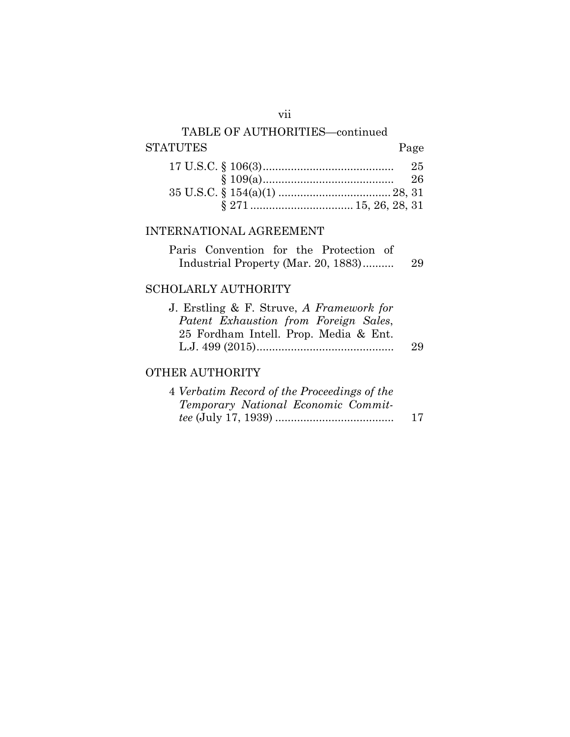TABLE OF AUTHORITIES—continued

## STATUTES

| | Page |
|---|---|
| 17 U.S.C. § 106(3) | 25 |
| § 109(a) | 26 |
| 35 U.S.C. § 154(a)(1) | 28, 31 |
| § 271 | 15, 26, 28, 31 |

## INTERNATIONAL AGREEMENT

| | |
|---|---|
| Paris Convention for the Protection of Industrial Property (Mar. 20, 1883) | 29 |

## SCHOLARLY AUTHORITY

| | |
|---|---|
| J. Erstling & F. Struve, *A Framework for Patent Exhaustion from Foreign Sales*, 25 Fordham Intell. Prop. Media & Ent. L.J. 499 (2015) | 29 |

## OTHER AUTHORITY

| | |
|---|---|
| 4 *Verbatim Record of the Proceedings of the Temporary National Economic Committee* (July 17, 1939) | 17 |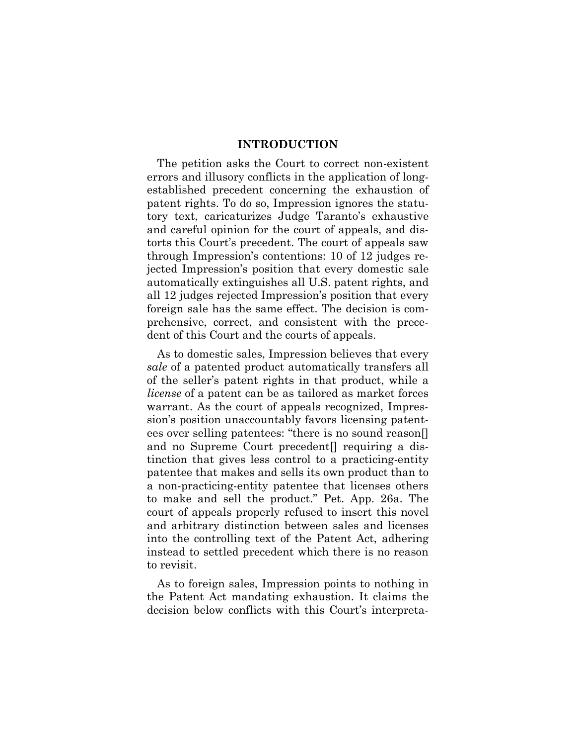## INTRODUCTION

The petition asks the Court to correct non-existent errors and illusory conflicts in the application of long-established precedent concerning the exhaustion of patent rights. To do so, Impression ignores the statutory text, caricaturizes Judge Taranto's exhaustive and careful opinion for the court of appeals, and distorts this Court's precedent. The court of appeals saw through Impression's contentions: 10 of 12 judges rejected Impression's position that every domestic sale automatically extinguishes all U.S. patent rights, and all 12 judges rejected Impression's position that every foreign sale has the same effect. The decision is comprehensive, correct, and consistent with the precedent of this Court and the courts of appeals.

As to domestic sales, Impression believes that every *sale* of a patented product automatically transfers all of the seller's patent rights in that product, while a *license* of a patent can be as tailored as market forces warrant. As the court of appeals recognized, Impression's position unaccountably favors licensing patentees over selling patentees: "there is no sound reason[] and no Supreme Court precedent[] requiring a distinction that gives less control to a practicing-entity patentee that makes and sells its own product than to a non-practicing-entity patentee that licenses others to make and sell the product." Pet. App. 26a. The court of appeals properly refused to insert this novel and arbitrary distinction between sales and licenses into the controlling text of the Patent Act, adhering instead to settled precedent which there is no reason to revisit.

As to foreign sales, Impression points to nothing in the Patent Act mandating exhaustion. It claims the decision below conflicts with this Court's interpreta-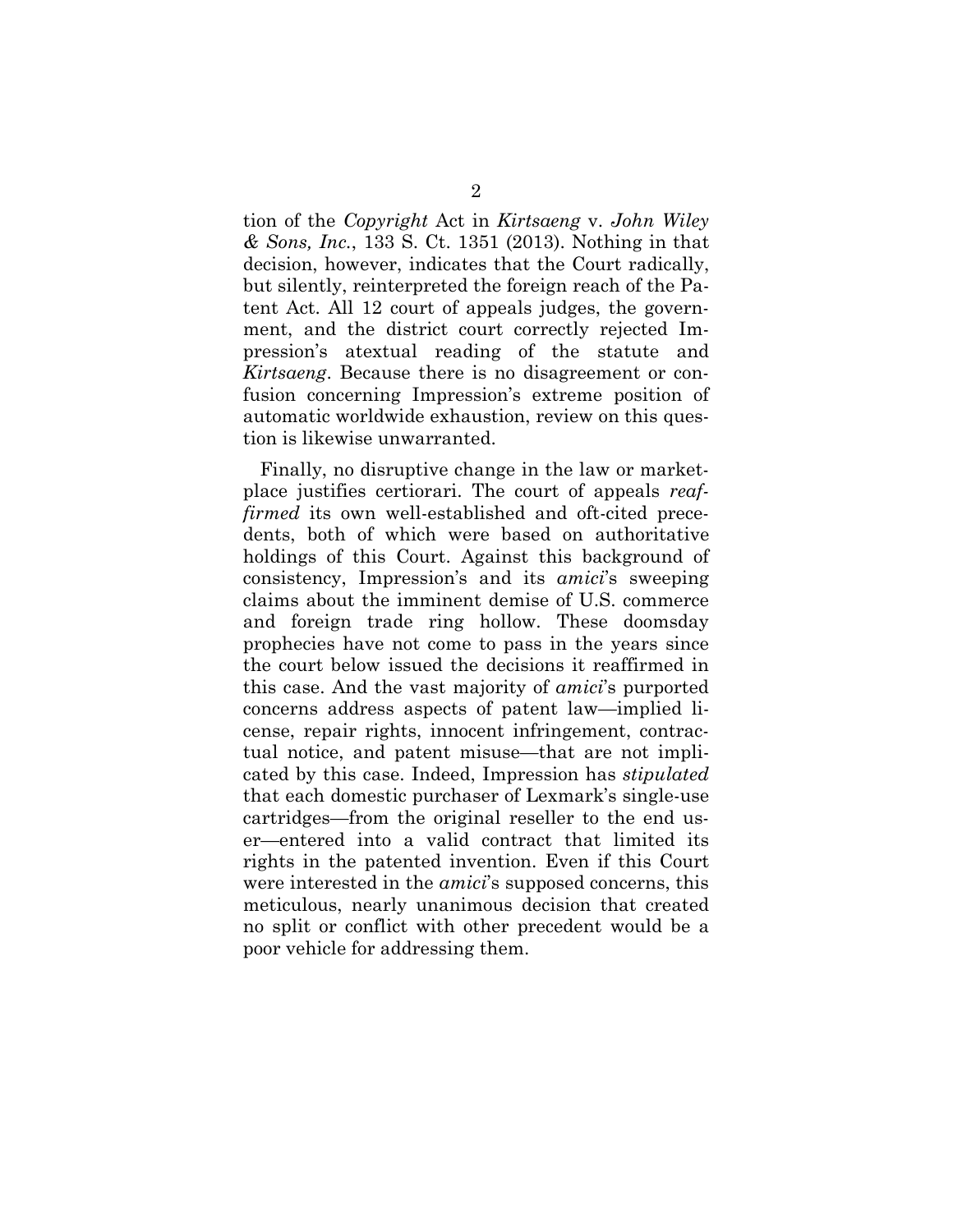tion of the *Copyright* Act in *Kirtsaeng* v. *John Wiley & Sons, Inc.*, 133 S. Ct. 1351 (2013). Nothing in that decision, however, indicates that the Court radically, but silently, reinterpreted the foreign reach of the Patent Act. All 12 court of appeals judges, the government, and the district court correctly rejected Impression's atextual reading of the statute and *Kirtsaeng*. Because there is no disagreement or confusion concerning Impression's extreme position of automatic worldwide exhaustion, review on this question is likewise unwarranted.

Finally, no disruptive change in the law or marketplace justifies certiorari. The court of appeals *reaffirmed* its own well-established and oft-cited precedents, both of which were based on authoritative holdings of this Court. Against this background of consistency, Impression's and its *amici*'s sweeping claims about the imminent demise of U.S. commerce and foreign trade ring hollow. These doomsday prophecies have not come to pass in the years since the court below issued the decisions it reaffirmed in this case. And the vast majority of *amici*'s purported concerns address aspects of patent law—implied license, repair rights, innocent infringement, contractual notice, and patent misuse—that are not implicated by this case. Indeed, Impression has *stipulated* that each domestic purchaser of Lexmark's single-use cartridges—from the original reseller to the end user—entered into a valid contract that limited its rights in the patented invention. Even if this Court were interested in the *amici*'s supposed concerns, this meticulous, nearly unanimous decision that created no split or conflict with other precedent would be a poor vehicle for addressing them.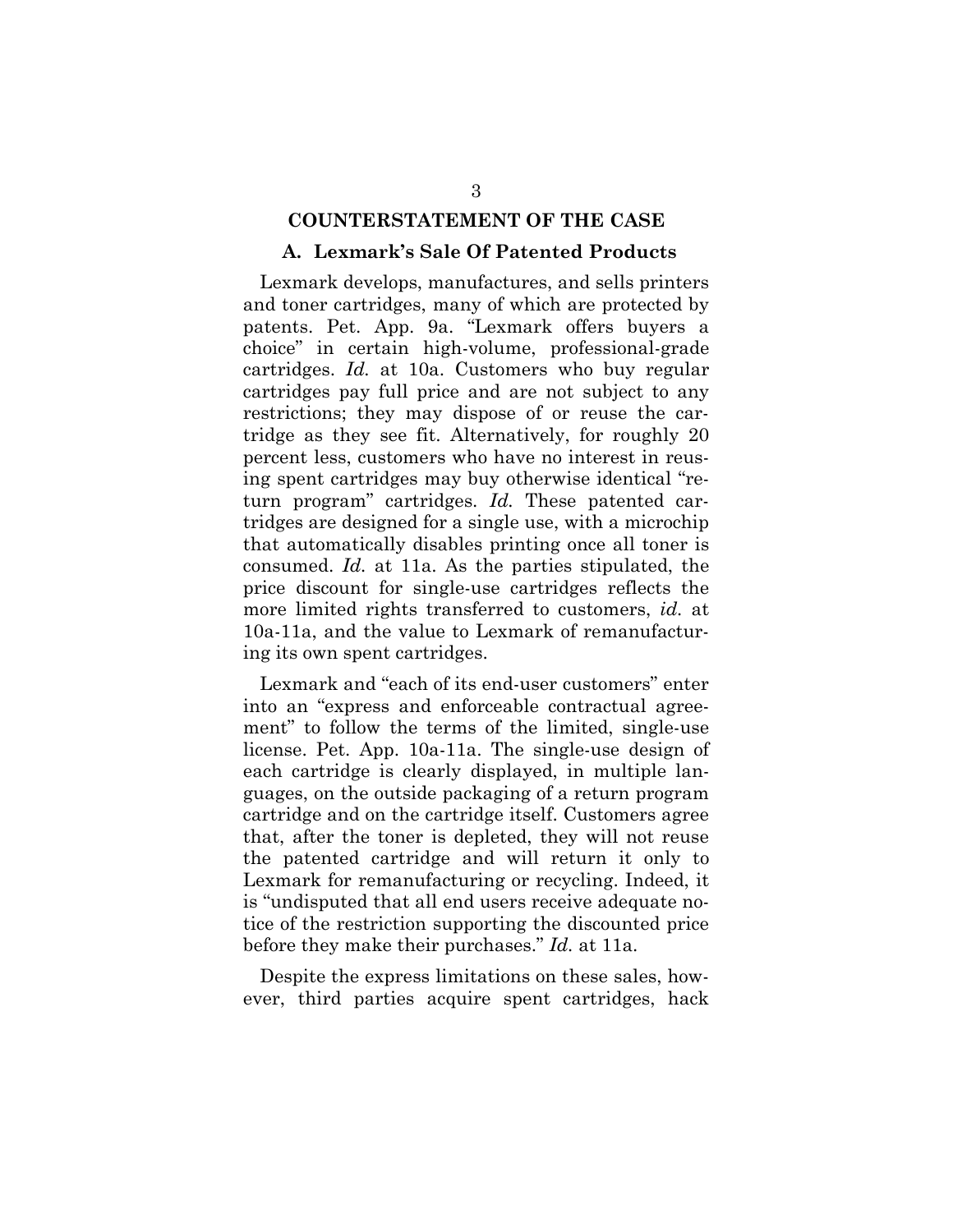## COUNTERSTATEMENT OF THE CASE

### A. Lexmark's Sale Of Patented Products

Lexmark develops, manufactures, and sells printers and toner cartridges, many of which are protected by patents. Pet. App. 9a. "Lexmark offers buyers a choice" in certain high-volume, professional-grade cartridges. *Id.* at 10a. Customers who buy regular cartridges pay full price and are not subject to any restrictions; they may dispose of or reuse the cartridge as they see fit. Alternatively, for roughly 20 percent less, customers who have no interest in reusing spent cartridges may buy otherwise identical "return program" cartridges. *Id.* These patented cartridges are designed for a single use, with a microchip that automatically disables printing once all toner is consumed. *Id.* at 11a. As the parties stipulated, the price discount for single-use cartridges reflects the more limited rights transferred to customers, *id.* at 10a-11a, and the value to Lexmark of remanufacturing its own spent cartridges.

Lexmark and "each of its end-user customers" enter into an "express and enforceable contractual agreement" to follow the terms of the limited, single-use license. Pet. App. 10a-11a. The single-use design of each cartridge is clearly displayed, in multiple languages, on the outside packaging of a return program cartridge and on the cartridge itself. Customers agree that, after the toner is depleted, they will not reuse the patented cartridge and will return it only to Lexmark for remanufacturing or recycling. Indeed, it is "undisputed that all end users receive adequate notice of the restriction supporting the discounted price before they make their purchases." *Id.* at 11a.

Despite the express limitations on these sales, however, third parties acquire spent cartridges, hack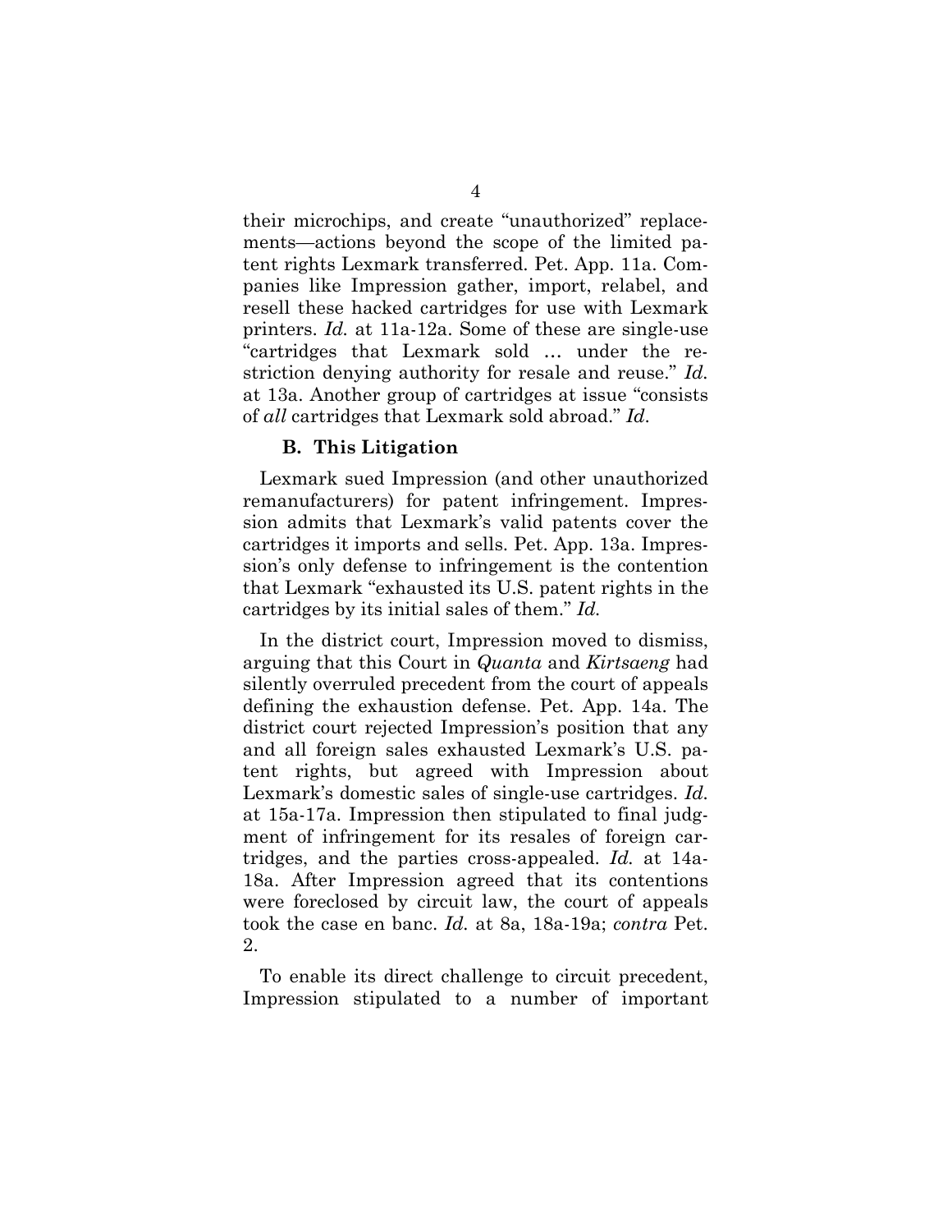their microchips, and create "unauthorized" replacements—actions beyond the scope of the limited patent rights Lexmark transferred. Pet. App. 11a. Companies like Impression gather, import, relabel, and resell these hacked cartridges for use with Lexmark printers. *Id.* at 11a-12a. Some of these are single-use "cartridges that Lexmark sold … under the restriction denying authority for resale and reuse." *Id.* at 13a. Another group of cartridges at issue "consists of *all* cartridges that Lexmark sold abroad." *Id.*

### B. This Litigation

Lexmark sued Impression (and other unauthorized remanufacturers) for patent infringement. Impression admits that Lexmark's valid patents cover the cartridges it imports and sells. Pet. App. 13a. Impression's only defense to infringement is the contention that Lexmark "exhausted its U.S. patent rights in the cartridges by its initial sales of them." *Id.*

In the district court, Impression moved to dismiss, arguing that this Court in *Quanta* and *Kirtsaeng* had silently overruled precedent from the court of appeals defining the exhaustion defense. Pet. App. 14a. The district court rejected Impression's position that any and all foreign sales exhausted Lexmark's U.S. patent rights, but agreed with Impression about Lexmark's domestic sales of single-use cartridges. *Id.* at 15a-17a. Impression then stipulated to final judgment of infringement for its resales of foreign cartridges, and the parties cross-appealed. *Id.* at 14a-18a. After Impression agreed that its contentions were foreclosed by circuit law, the court of appeals took the case en banc. *Id.* at 8a, 18a-19a; *contra* Pet. 2.

To enable its direct challenge to circuit precedent, Impression stipulated to a number of important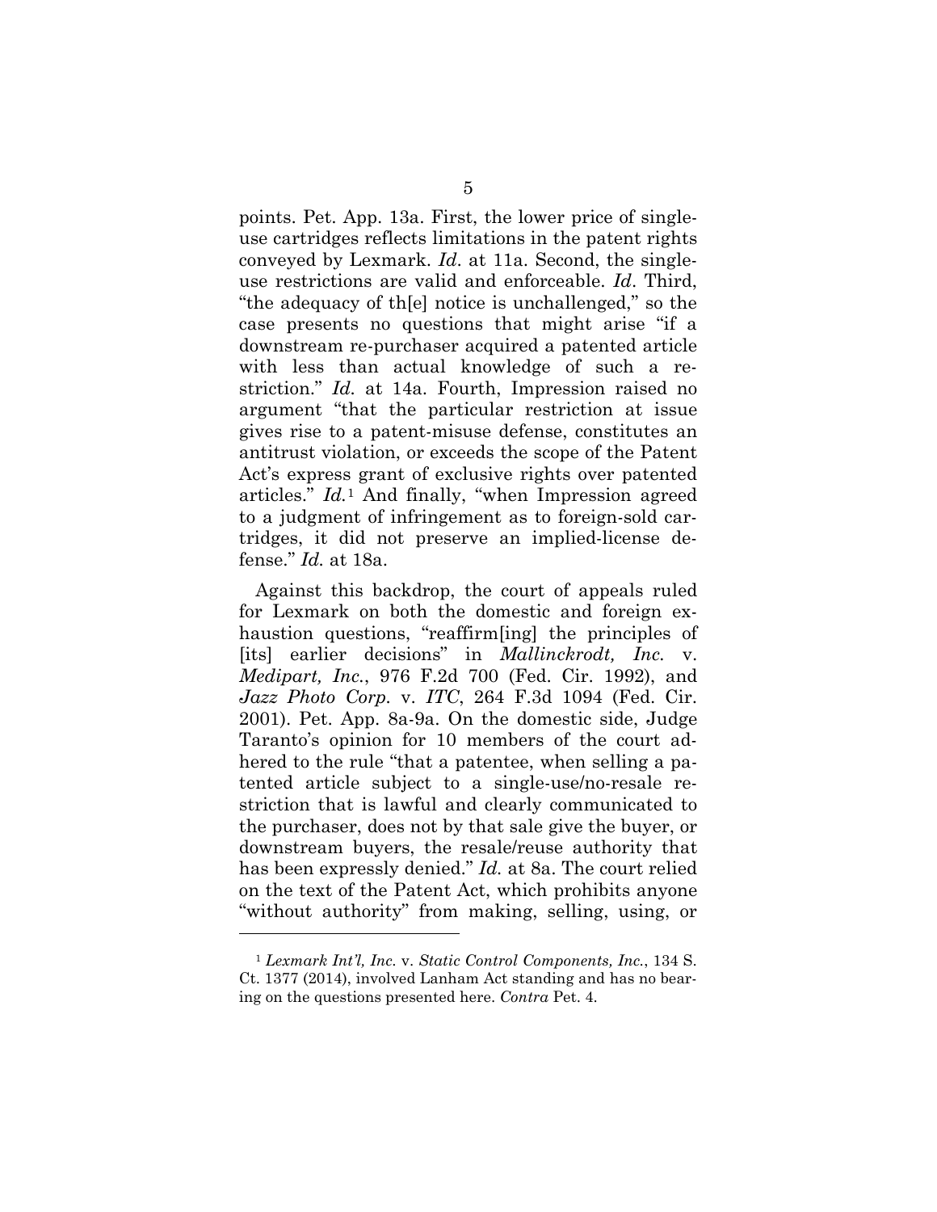points. Pet. App. 13a. First, the lower price of single-use cartridges reflects limitations in the patent rights conveyed by Lexmark. *Id*. at 11a. Second, the single-use restrictions are valid and enforceable. *Id*. Third, "the adequacy of th[e] notice is unchallenged," so the case presents no questions that might arise "if a downstream re-purchaser acquired a patented article with less than actual knowledge of such a restriction." *Id.* at 14a. Fourth, Impression raised no argument "that the particular restriction at issue gives rise to a patent-misuse defense, constitutes an antitrust violation, or exceeds the scope of the Patent Act's express grant of exclusive rights over patented articles." *Id.*[1] And finally, "when Impression agreed to a judgment of infringement as to foreign-sold cartridges, it did not preserve an implied-license defense." *Id.* at 18a.

Against this backdrop, the court of appeals ruled for Lexmark on both the domestic and foreign exhaustion questions, "reaffirm[ing] the principles of [its] earlier decisions" in *Mallinckrodt, Inc.* v. *Medipart, Inc.*, 976 F.2d 700 (Fed. Cir. 1992), and *Jazz Photo Corp.* v. *ITC*, 264 F.3d 1094 (Fed. Cir. 2001). Pet. App. 8a-9a. On the domestic side, Judge Taranto's opinion for 10 members of the court adhered to the rule "that a patentee, when selling a patented article subject to a single-use/no-resale restriction that is lawful and clearly communicated to the purchaser, does not by that sale give the buyer, or downstream buyers, the resale/reuse authority that has been expressly denied." *Id.* at 8a. The court relied on the text of the Patent Act, which prohibits anyone "without authority" from making, selling, using, or

---

[1] *Lexmark Int'l, Inc.* v. *Static Control Components, Inc.*, 134 S. Ct. 1377 (2014), involved Lanham Act standing and has no bearing on the questions presented here. *Contra* Pet. 4.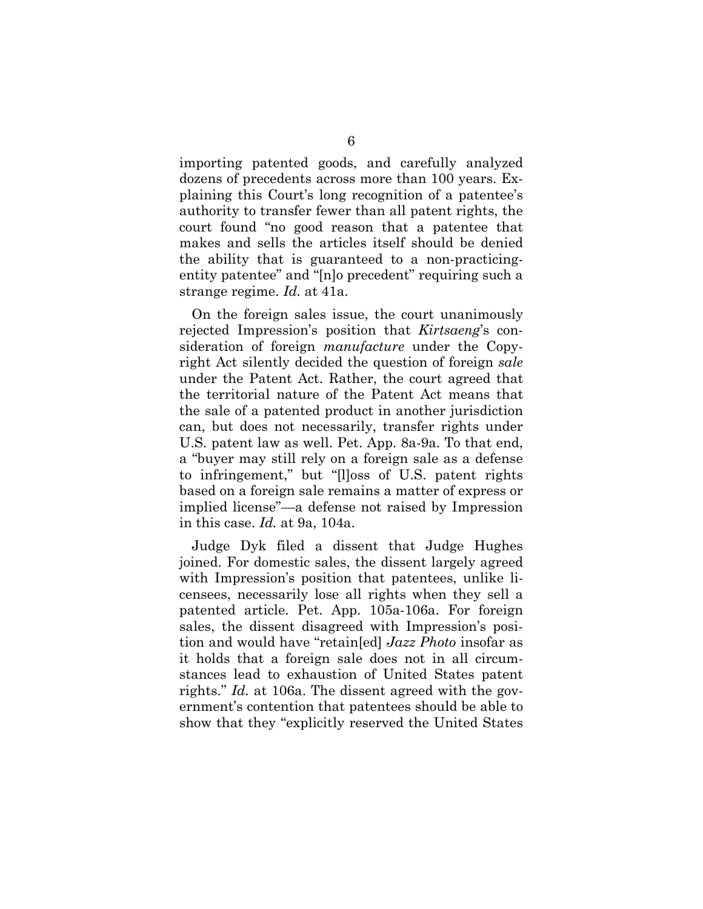importing patented goods, and carefully analyzed dozens of precedents across more than 100 years. Explaining this Court's long recognition of a patentee's authority to transfer fewer than all patent rights, the court found "no good reason that a patentee that makes and sells the articles itself should be denied the ability that is guaranteed to a non-practicing-entity patentee" and "[n]o precedent" requiring such a strange regime. *Id.* at 41a.

On the foreign sales issue, the court unanimously rejected Impression's position that *Kirtsaeng*'s consideration of foreign *manufacture* under the Copyright Act silently decided the question of foreign *sale* under the Patent Act. Rather, the court agreed that the territorial nature of the Patent Act means that the sale of a patented product in another jurisdiction can, but does not necessarily, transfer rights under U.S. patent law as well. Pet. App. 8a-9a. To that end, a "buyer may still rely on a foreign sale as a defense to infringement," but "[l]oss of U.S. patent rights based on a foreign sale remains a matter of express or implied license"—a defense not raised by Impression in this case. *Id.* at 9a, 104a.

Judge Dyk filed a dissent that Judge Hughes joined. For domestic sales, the dissent largely agreed with Impression's position that patentees, unlike licensees, necessarily lose all rights when they sell a patented article. Pet. App. 105a-106a. For foreign sales, the dissent disagreed with Impression's position and would have "retain[ed] *Jazz Photo* insofar as it holds that a foreign sale does not in all circumstances lead to exhaustion of United States patent rights." *Id.* at 106a. The dissent agreed with the government's contention that patentees should be able to show that they "explicitly reserved the United States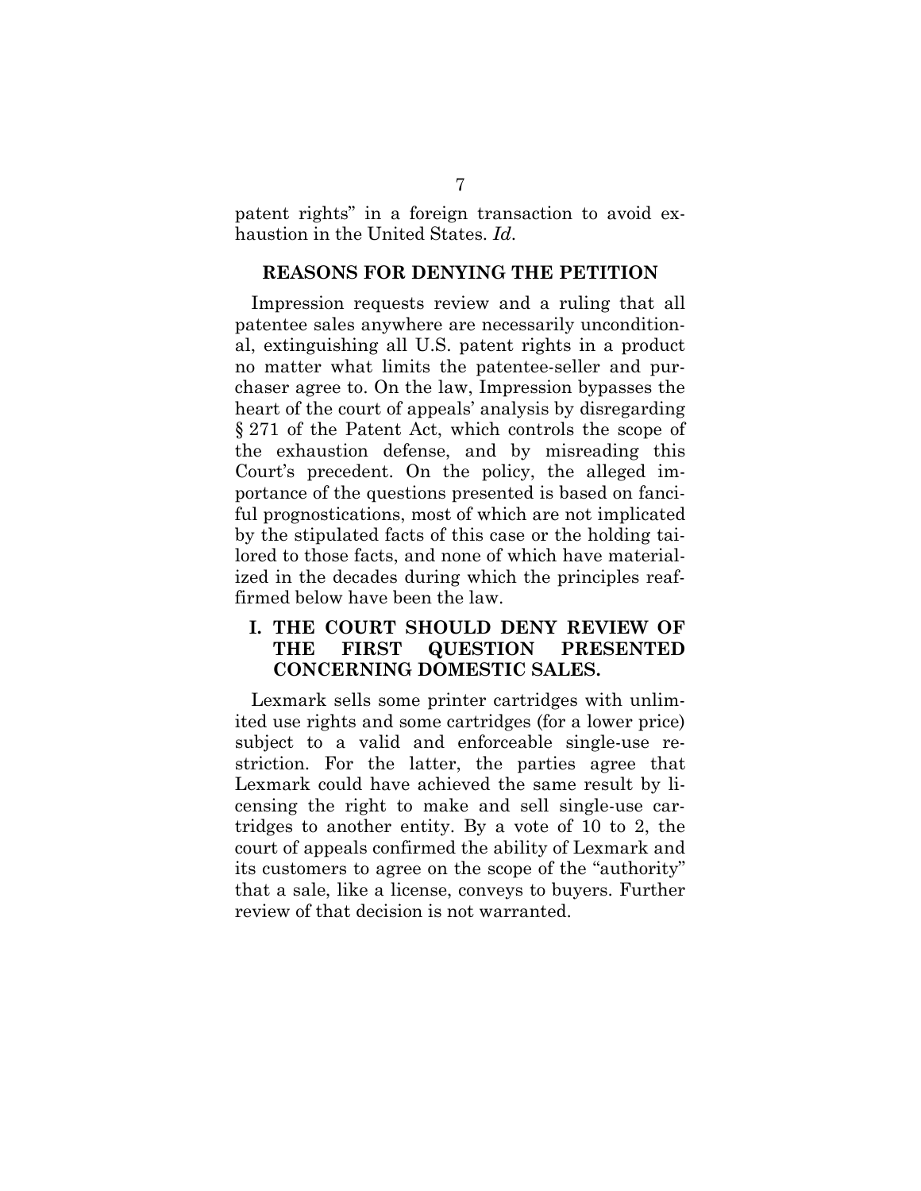patent rights" in a foreign transaction to avoid exhaustion in the United States. *Id*.

## REASONS FOR DENYING THE PETITION

Impression requests review and a ruling that all patentee sales anywhere are necessarily unconditional, extinguishing all U.S. patent rights in a product no matter what limits the patentee-seller and purchaser agree to. On the law, Impression bypasses the heart of the court of appeals' analysis by disregarding § 271 of the Patent Act, which controls the scope of the exhaustion defense, and by misreading this Court's precedent. On the policy, the alleged importance of the questions presented is based on fanciful prognostications, most of which are not implicated by the stipulated facts of this case or the holding tailored to those facts, and none of which have materialized in the decades during which the principles reaffirmed below have been the law.

### I. THE COURT SHOULD DENY REVIEW OF THE FIRST QUESTION PRESENTED CONCERNING DOMESTIC SALES.

Lexmark sells some printer cartridges with unlimited use rights and some cartridges (for a lower price) subject to a valid and enforceable single-use restriction. For the latter, the parties agree that Lexmark could have achieved the same result by licensing the right to make and sell single-use cartridges to another entity. By a vote of 10 to 2, the court of appeals confirmed the ability of Lexmark and its customers to agree on the scope of the "authority" that a sale, like a license, conveys to buyers. Further review of that decision is not warranted.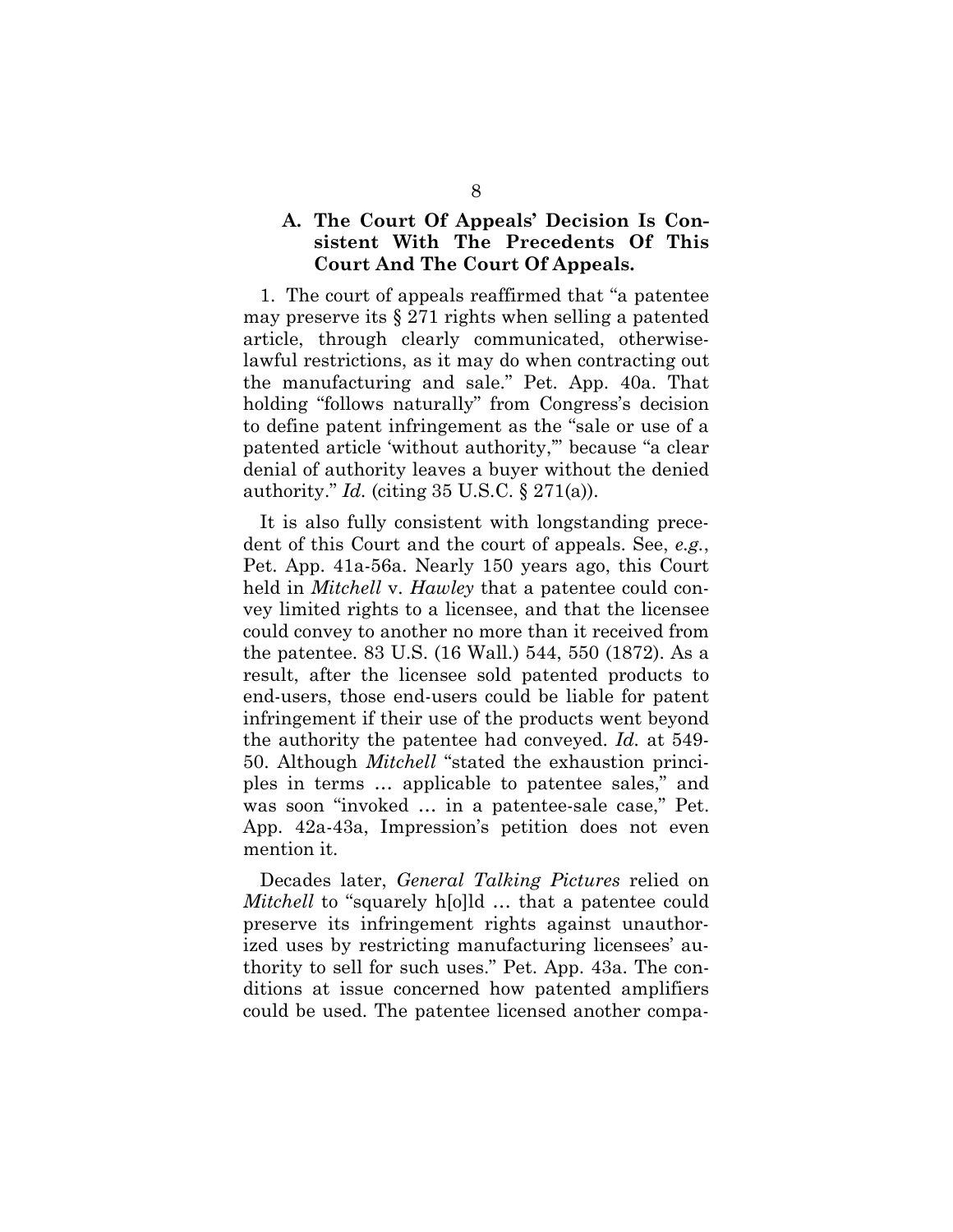### A. The Court Of Appeals' Decision Is Consistent With The Precedents Of This Court And The Court Of Appeals.

1. The court of appeals reaffirmed that "a patentee may preserve its § 271 rights when selling a patented article, through clearly communicated, otherwise-lawful restrictions, as it may do when contracting out the manufacturing and sale." Pet. App. 40a. That holding "follows naturally" from Congress's decision to define patent infringement as the "sale or use of a patented article 'without authority,'" because "a clear denial of authority leaves a buyer without the denied authority." *Id.* (citing 35 U.S.C. § 271(a)).

It is also fully consistent with longstanding precedent of this Court and the court of appeals. See, *e.g.*, Pet. App. 41a-56a. Nearly 150 years ago, this Court held in *Mitchell* v. *Hawley* that a patentee could convey limited rights to a licensee, and that the licensee could convey to another no more than it received from the patentee. 83 U.S. (16 Wall.) 544, 550 (1872). As a result, after the licensee sold patented products to end-users, those end-users could be liable for patent infringement if their use of the products went beyond the authority the patentee had conveyed. *Id.* at 549-50. Although *Mitchell* "stated the exhaustion principles in terms … applicable to patentee sales," and was soon "invoked … in a patentee-sale case," Pet. App. 42a-43a, Impression's petition does not even mention it.

Decades later, *General Talking Pictures* relied on *Mitchell* to "squarely h[o]ld … that a patentee could preserve its infringement rights against unauthorized uses by restricting manufacturing licensees' authority to sell for such uses." Pet. App. 43a. The conditions at issue concerned how patented amplifiers could be used. The patentee licensed another compa-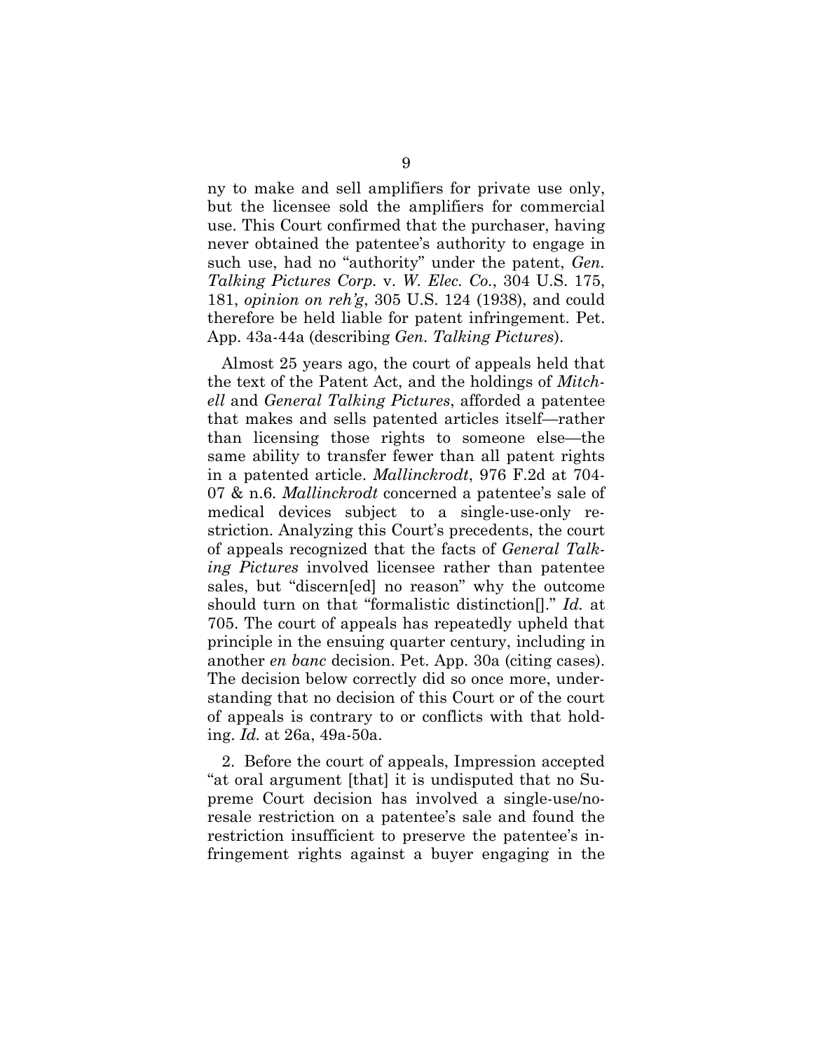ny to make and sell amplifiers for private use only, but the licensee sold the amplifiers for commercial use. This Court confirmed that the purchaser, having never obtained the patentee's authority to engage in such use, had no "authority" under the patent, *Gen. Talking Pictures Corp.* v. *W. Elec. Co.*, 304 U.S. 175, 181, *opinion on reh'g*, 305 U.S. 124 (1938), and could therefore be held liable for patent infringement. Pet. App. 43a-44a (describing *Gen. Talking Pictures*).

Almost 25 years ago, the court of appeals held that the text of the Patent Act, and the holdings of *Mitchell* and *General Talking Pictures*, afforded a patentee that makes and sells patented articles itself—rather than licensing those rights to someone else—the same ability to transfer fewer than all patent rights in a patented article. *Mallinckrodt*, 976 F.2d at 704-07 & n.6. *Mallinckrodt* concerned a patentee's sale of medical devices subject to a single-use-only restriction. Analyzing this Court's precedents, the court of appeals recognized that the facts of *General Talking Pictures* involved licensee rather than patentee sales, but "discern[ed] no reason" why the outcome should turn on that "formalistic distinction[]." *Id.* at 705. The court of appeals has repeatedly upheld that principle in the ensuing quarter century, including in another *en banc* decision. Pet. App. 30a (citing cases). The decision below correctly did so once more, understanding that no decision of this Court or of the court of appeals is contrary to or conflicts with that holding. *Id.* at 26a, 49a-50a.

2. Before the court of appeals, Impression accepted "at oral argument [that] it is undisputed that no Supreme Court decision has involved a single-use/no-resale restriction on a patentee's sale and found the restriction insufficient to preserve the patentee's infringement rights against a buyer engaging in the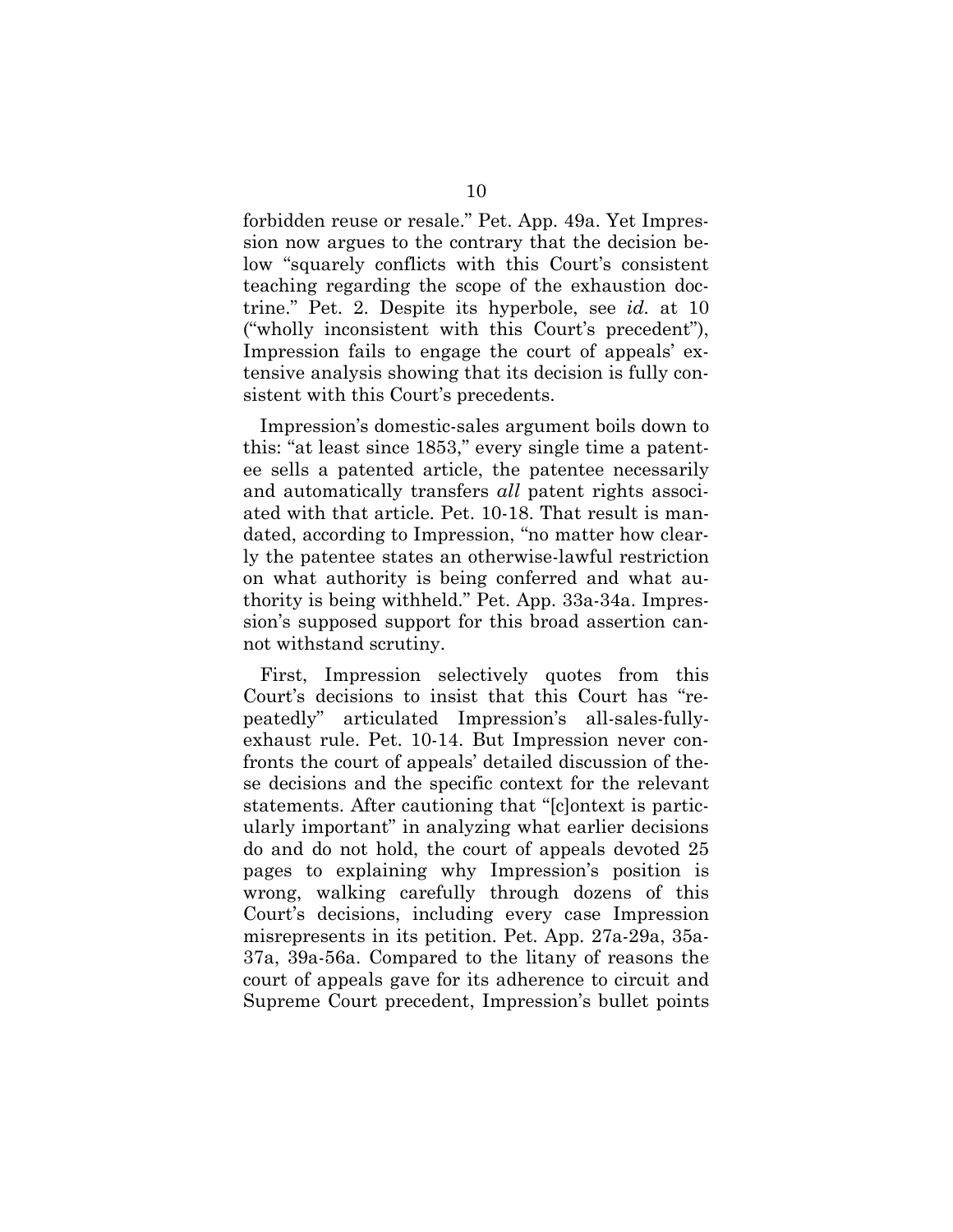forbidden reuse or resale." Pet. App. 49a. Yet Impression now argues to the contrary that the decision below "squarely conflicts with this Court's consistent teaching regarding the scope of the exhaustion doctrine." Pet. 2. Despite its hyperbole, see *id.* at 10 ("wholly inconsistent with this Court's precedent"), Impression fails to engage the court of appeals' extensive analysis showing that its decision is fully consistent with this Court's precedents.

Impression's domestic-sales argument boils down to this: "at least since 1853," every single time a patentee sells a patented article, the patentee necessarily and automatically transfers *all* patent rights associated with that article. Pet. 10-18. That result is mandated, according to Impression, "no matter how clearly the patentee states an otherwise-lawful restriction on what authority is being conferred and what authority is being withheld." Pet. App. 33a-34a. Impression's supposed support for this broad assertion cannot withstand scrutiny.

First, Impression selectively quotes from this Court's decisions to insist that this Court has "repeatedly" articulated Impression's all-sales-fully-exhaust rule. Pet. 10-14. But Impression never confronts the court of appeals' detailed discussion of these decisions and the specific context for the relevant statements. After cautioning that "[c]ontext is particularly important" in analyzing what earlier decisions do and do not hold, the court of appeals devoted 25 pages to explaining why Impression's position is wrong, walking carefully through dozens of this Court's decisions, including every case Impression misrepresents in its petition. Pet. App. 27a-29a, 35a-37a, 39a-56a. Compared to the litany of reasons the court of appeals gave for its adherence to circuit and Supreme Court precedent, Impression's bullet points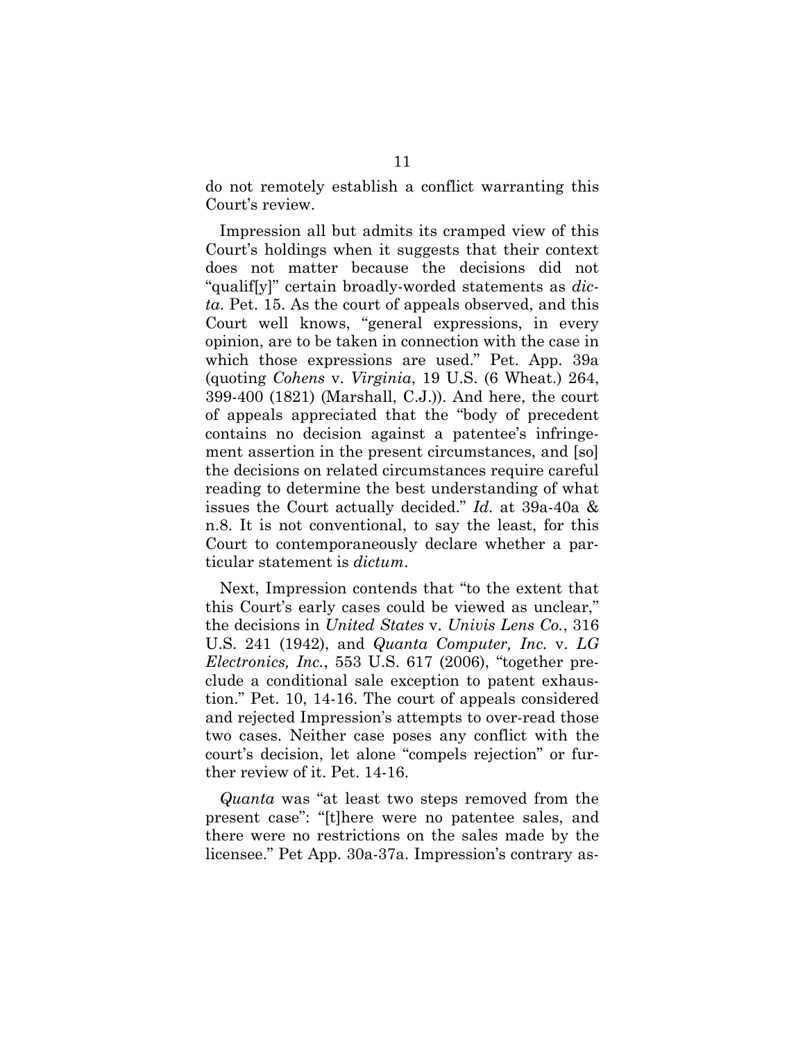do not remotely establish a conflict warranting this Court's review.

Impression all but admits its cramped view of this Court's holdings when it suggests that their context does not matter because the decisions did not "qualif[y]" certain broadly-worded statements as *dicta*. Pet. 15. As the court of appeals observed, and this Court well knows, "general expressions, in every opinion, are to be taken in connection with the case in which those expressions are used." Pet. App. 39a (quoting *Cohens* v. *Virginia*, 19 U.S. (6 Wheat.) 264, 399-400 (1821) (Marshall, C.J.)). And here, the court of appeals appreciated that the "body of precedent contains no decision against a patentee's infringement assertion in the present circumstances, and [so] the decisions on related circumstances require careful reading to determine the best understanding of what issues the Court actually decided." *Id.* at 39a-40a & n.8. It is not conventional, to say the least, for this Court to contemporaneously declare whether a particular statement is *dictum*.

Next, Impression contends that "to the extent that this Court's early cases could be viewed as unclear," the decisions in *United States* v. *Univis Lens Co.*, 316 U.S. 241 (1942), and *Quanta Computer, Inc.* v. *LG Electronics, Inc.*, 553 U.S. 617 (2006), "together preclude a conditional sale exception to patent exhaustion." Pet. 10, 14-16. The court of appeals considered and rejected Impression's attempts to over-read those two cases. Neither case poses any conflict with the court's decision, let alone "compels rejection" or further review of it. Pet. 14-16.

*Quanta* was "at least two steps removed from the present case": "[t]here were no patentee sales, and there were no restrictions on the sales made by the licensee." Pet App. 30a-37a. Impression's contrary as-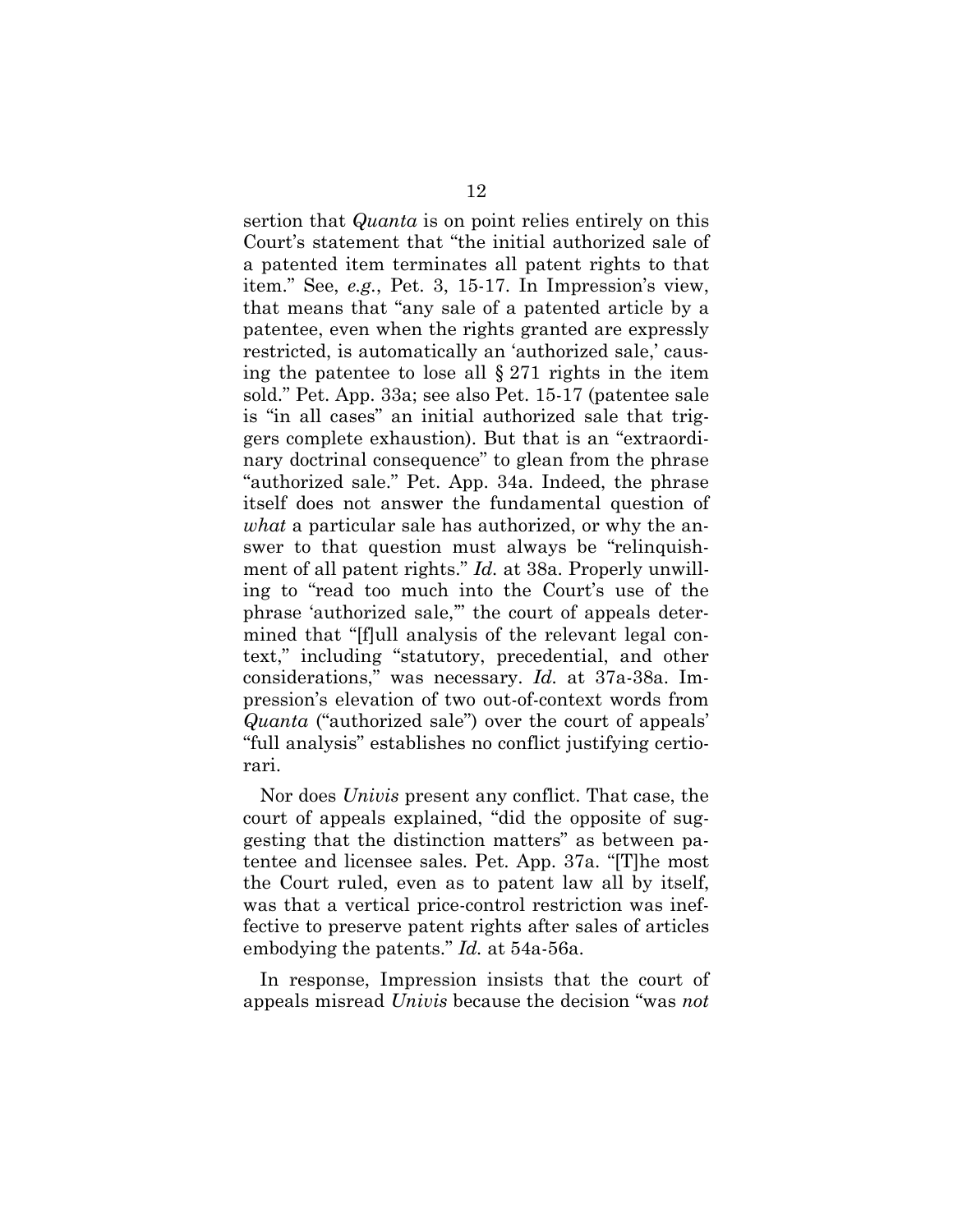sertion that *Quanta* is on point relies entirely on this Court's statement that "the initial authorized sale of a patented item terminates all patent rights to that item." See, *e.g.*, Pet. 3, 15-17. In Impression's view, that means that "any sale of a patented article by a patentee, even when the rights granted are expressly restricted, is automatically an 'authorized sale,' causing the patentee to lose all § 271 rights in the item sold." Pet. App. 33a; see also Pet. 15-17 (patentee sale is "in all cases" an initial authorized sale that triggers complete exhaustion). But that is an "extraordinary doctrinal consequence" to glean from the phrase "authorized sale." Pet. App. 34a. Indeed, the phrase itself does not answer the fundamental question of *what* a particular sale has authorized, or why the answer to that question must always be "relinquishment of all patent rights." *Id.* at 38a. Properly unwilling to "read too much into the Court's use of the phrase 'authorized sale,'" the court of appeals determined that "[f]ull analysis of the relevant legal context," including "statutory, precedential, and other considerations," was necessary. *Id.* at 37a-38a. Impression's elevation of two out-of-context words from *Quanta* ("authorized sale") over the court of appeals' "full analysis" establishes no conflict justifying certiorari.

Nor does *Univis* present any conflict. That case, the court of appeals explained, "did the opposite of suggesting that the distinction matters" as between patentee and licensee sales. Pet. App. 37a. "[T]he most the Court ruled, even as to patent law all by itself, was that a vertical price-control restriction was ineffective to preserve patent rights after sales of articles embodying the patents." *Id.* at 54a-56a.

In response, Impression insists that the court of appeals misread *Univis* because the decision "was *not*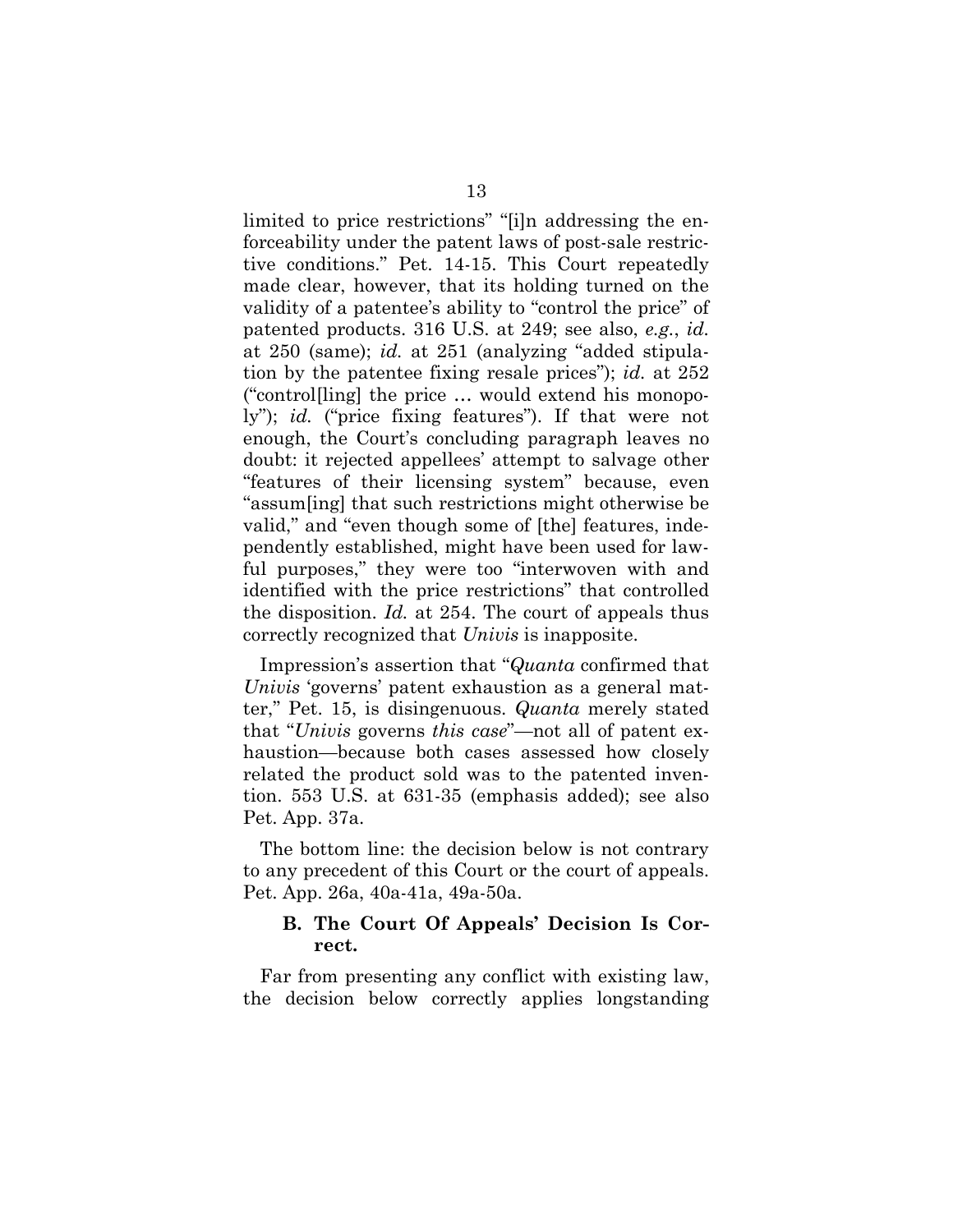limited to price restrictions" "[i]n addressing the enforceability under the patent laws of post-sale restrictive conditions." Pet. 14-15. This Court repeatedly made clear, however, that its holding turned on the validity of a patentee's ability to "control the price" of patented products. 316 U.S. at 249; see also, *e.g.*, *id.* at 250 (same); *id.* at 251 (analyzing "added stipulation by the patentee fixing resale prices"); *id.* at 252 ("control[ling] the price … would extend his monopoly"); *id.* ("price fixing features"). If that were not enough, the Court's concluding paragraph leaves no doubt: it rejected appellees' attempt to salvage other "features of their licensing system" because, even "assum[ing] that such restrictions might otherwise be valid," and "even though some of [the] features, independently established, might have been used for lawful purposes," they were too "interwoven with and identified with the price restrictions" that controlled the disposition. *Id.* at 254. The court of appeals thus correctly recognized that *Univis* is inapposite.

Impression's assertion that "*Quanta* confirmed that *Univis* 'governs' patent exhaustion as a general matter," Pet. 15, is disingenuous. *Quanta* merely stated that "*Univis* governs *this case*"—not all of patent exhaustion—because both cases assessed how closely related the product sold was to the patented invention. 553 U.S. at 631-35 (emphasis added); see also Pet. App. 37a.

The bottom line: the decision below is not contrary to any precedent of this Court or the court of appeals. Pet. App. 26a, 40a-41a, 49a-50a.

### B. The Court Of Appeals' Decision Is Correct.

Far from presenting any conflict with existing law, the decision below correctly applies longstanding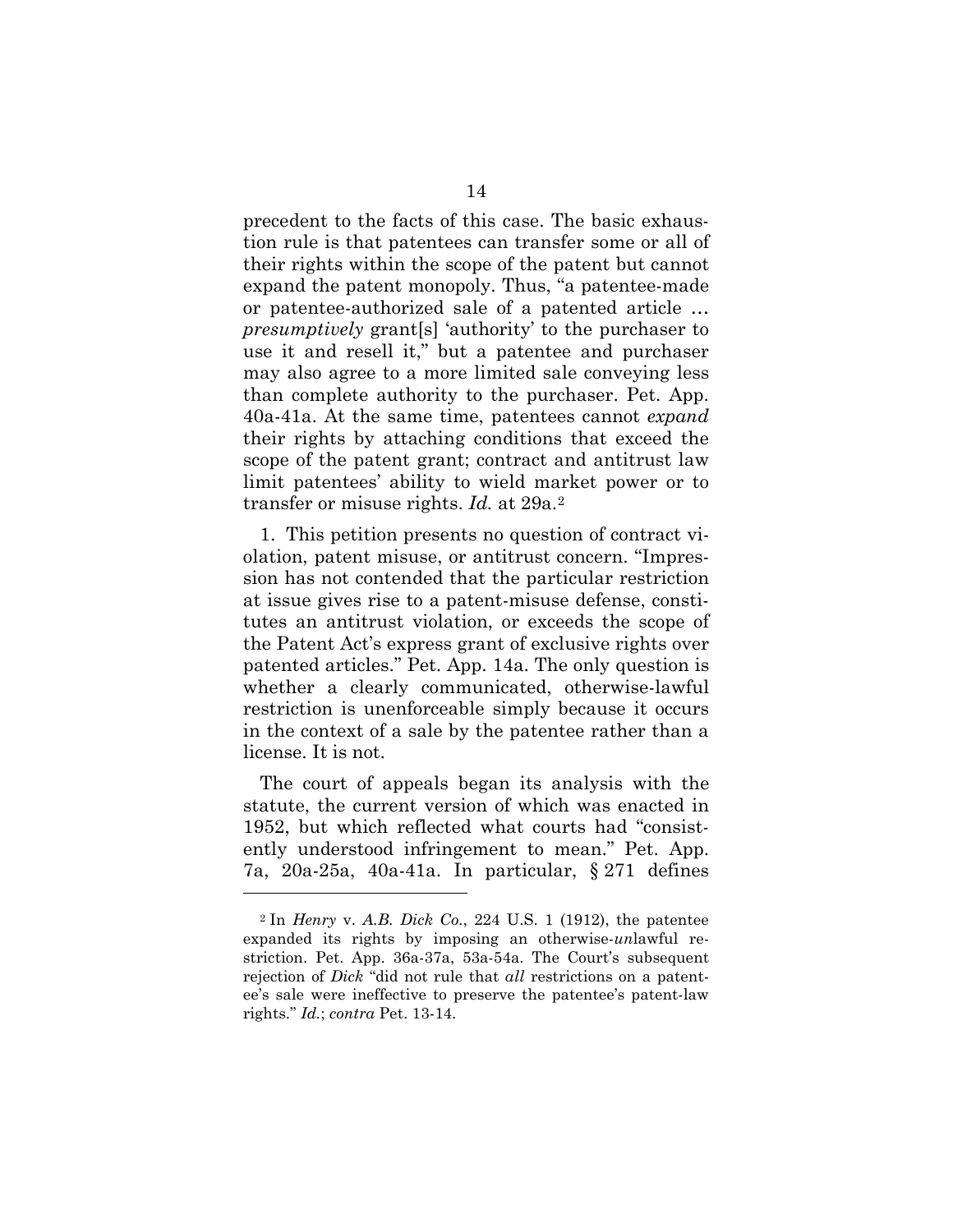precedent to the facts of this case. The basic exhaustion rule is that patentees can transfer some or all of their rights within the scope of the patent but cannot expand the patent monopoly. Thus, "a patentee-made or patentee-authorized sale of a patented article … *presumptively* grant[s] 'authority' to the purchaser to use it and resell it," but a patentee and purchaser may also agree to a more limited sale conveying less than complete authority to the purchaser. Pet. App. 40a-41a. At the same time, patentees cannot *expand* their rights by attaching conditions that exceed the scope of the patent grant; contract and antitrust law limit patentees' ability to wield market power or to transfer or misuse rights. *Id.* at 29a.[2]

1. This petition presents no question of contract violation, patent misuse, or antitrust concern. "Impression has not contended that the particular restriction at issue gives rise to a patent-misuse defense, constitutes an antitrust violation, or exceeds the scope of the Patent Act's express grant of exclusive rights over patented articles." Pet. App. 14a. The only question is whether a clearly communicated, otherwise-lawful restriction is unenforceable simply because it occurs in the context of a sale by the patentee rather than a license. It is not.

The court of appeals began its analysis with the statute, the current version of which was enacted in 1952, but which reflected what courts had "consistently understood infringement to mean." Pet. App. 7a, 20a-25a, 40a-41a. In particular, § 271 defines

---

[2] In *Henry* v. *A.B. Dick Co.*, 224 U.S. 1 (1912), the patentee expanded its rights by imposing an otherwise-*un*lawful restriction. Pet. App. 36a-37a, 53a-54a. The Court's subsequent rejection of *Dick* "did not rule that *all* restrictions on a patentee's sale were ineffective to preserve the patentee's patent-law rights." *Id.*; *contra* Pet. 13-14.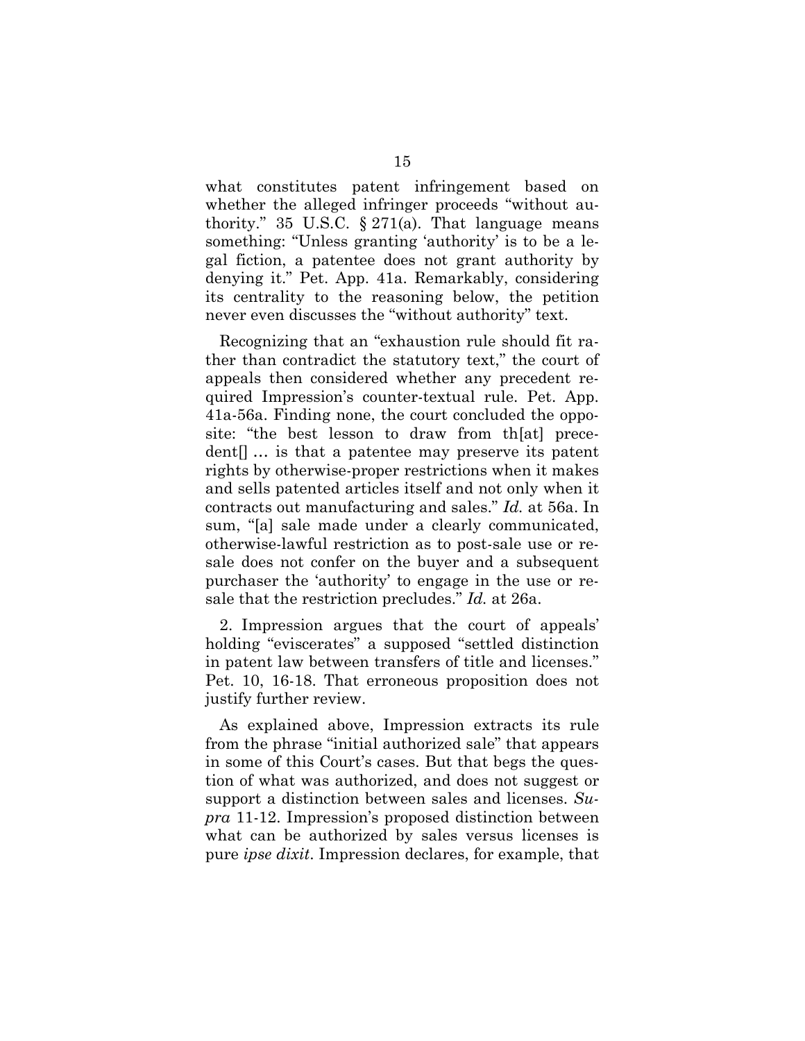what constitutes patent infringement based on whether the alleged infringer proceeds "without authority." 35 U.S.C. § 271(a). That language means something: "Unless granting 'authority' is to be a legal fiction, a patentee does not grant authority by denying it." Pet. App. 41a. Remarkably, considering its centrality to the reasoning below, the petition never even discusses the "without authority" text.

Recognizing that an "exhaustion rule should fit rather than contradict the statutory text," the court of appeals then considered whether any precedent required Impression's counter-textual rule. Pet. App. 41a-56a. Finding none, the court concluded the opposite: "the best lesson to draw from th[at] precedent[] … is that a patentee may preserve its patent rights by otherwise-proper restrictions when it makes and sells patented articles itself and not only when it contracts out manufacturing and sales." *Id.* at 56a. In sum, "[a] sale made under a clearly communicated, otherwise-lawful restriction as to post-sale use or resale does not confer on the buyer and a subsequent purchaser the 'authority' to engage in the use or resale that the restriction precludes." *Id.* at 26a.

2. Impression argues that the court of appeals' holding "eviscerates" a supposed "settled distinction in patent law between transfers of title and licenses." Pet. 10, 16-18. That erroneous proposition does not justify further review.

As explained above, Impression extracts its rule from the phrase "initial authorized sale" that appears in some of this Court's cases. But that begs the question of what was authorized, and does not suggest or support a distinction between sales and licenses. *Supra* 11-12. Impression's proposed distinction between what can be authorized by sales versus licenses is pure *ipse dixit*. Impression declares, for example, that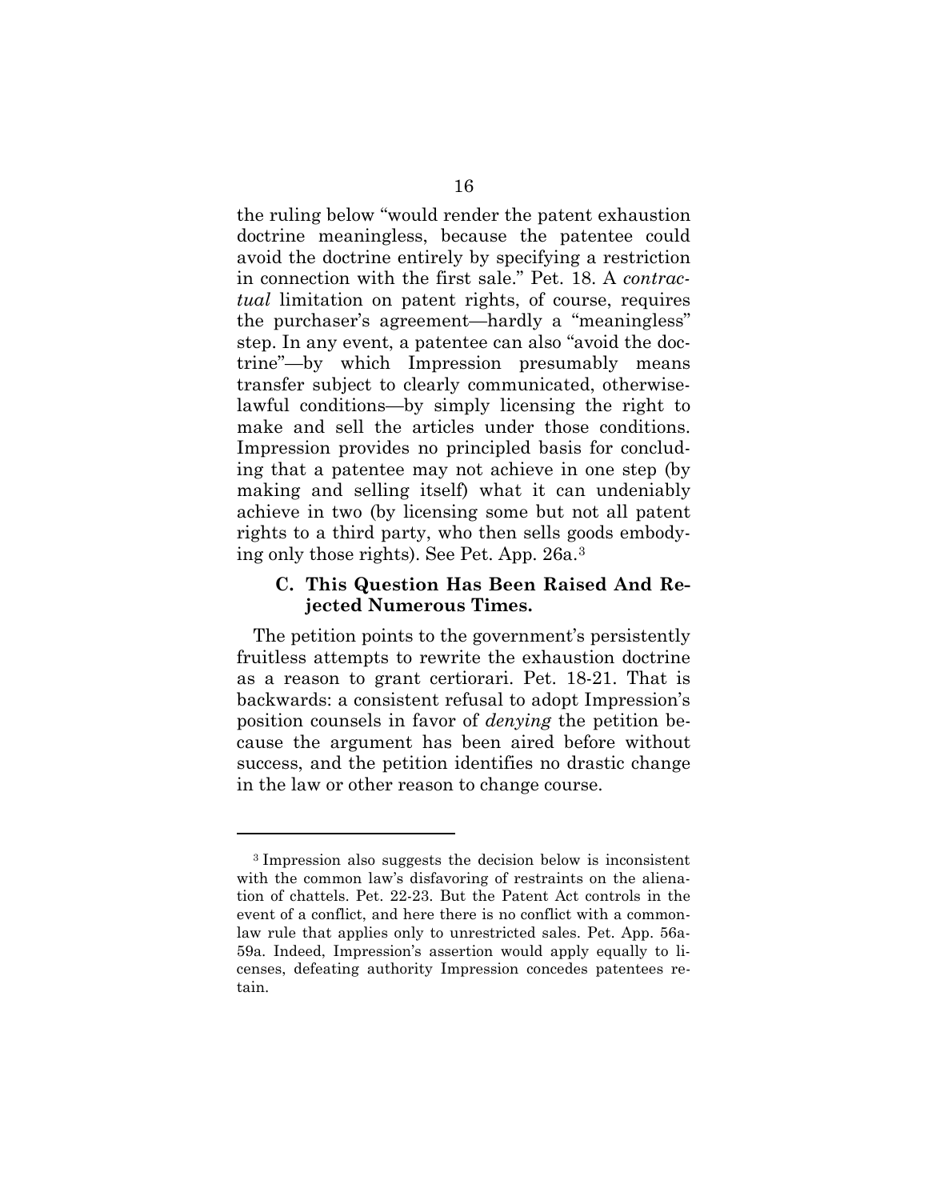the ruling below "would render the patent exhaustion doctrine meaningless, because the patentee could avoid the doctrine entirely by specifying a restriction in connection with the first sale." Pet. 18. A *contractual* limitation on patent rights, of course, requires the purchaser's agreement—hardly a "meaningless" step. In any event, a patentee can also "avoid the doctrine"—by which Impression presumably means transfer subject to clearly communicated, otherwise-lawful conditions—by simply licensing the right to make and sell the articles under those conditions. Impression provides no principled basis for concluding that a patentee may not achieve in one step (by making and selling itself) what it can undeniably achieve in two (by licensing some but not all patent rights to a third party, who then sells goods embodying only those rights). See Pet. App. 26a.[3]

### C. This Question Has Been Raised And Rejected Numerous Times.

The petition points to the government's persistently fruitless attempts to rewrite the exhaustion doctrine as a reason to grant certiorari. Pet. 18-21. That is backwards: a consistent refusal to adopt Impression's position counsels in favor of *denying* the petition because the argument has been aired before without success, and the petition identifies no drastic change in the law or other reason to change course.

---

[3] Impression also suggests the decision below is inconsistent with the common law's disfavoring of restraints on the alienation of chattels. Pet. 22-23. But the Patent Act controls in the event of a conflict, and here there is no conflict with a common-law rule that applies only to unrestricted sales. Pet. App. 56a-59a. Indeed, Impression's assertion would apply equally to licenses, defeating authority Impression concedes patentees retain.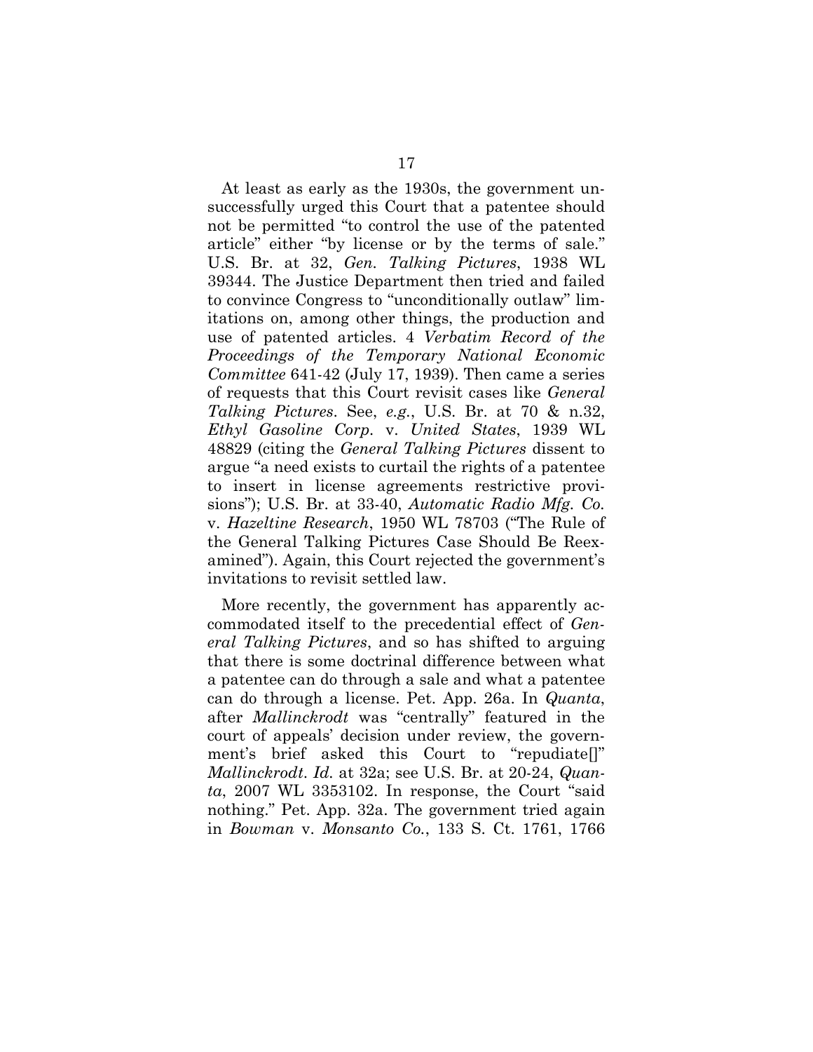At least as early as the 1930s, the government unsuccessfully urged this Court that a patentee should not be permitted "to control the use of the patented article" either "by license or by the terms of sale." U.S. Br. at 32, *Gen. Talking Pictures*, 1938 WL 39344. The Justice Department then tried and failed to convince Congress to "unconditionally outlaw" limitations on, among other things, the production and use of patented articles. 4 *Verbatim Record of the Proceedings of the Temporary National Economic Committee* 641-42 (July 17, 1939). Then came a series of requests that this Court revisit cases like *General Talking Pictures*. See, *e.g.*, U.S. Br. at 70 & n.32, *Ethyl Gasoline Corp.* v. *United States*, 1939 WL 48829 (citing the *General Talking Pictures* dissent to argue "a need exists to curtail the rights of a patentee to insert in license agreements restrictive provisions"); U.S. Br. at 33-40, *Automatic Radio Mfg. Co.* v. *Hazeltine Research*, 1950 WL 78703 ("The Rule of the General Talking Pictures Case Should Be Reexamined"). Again, this Court rejected the government's invitations to revisit settled law.

More recently, the government has apparently accommodated itself to the precedential effect of *General Talking Pictures*, and so has shifted to arguing that there is some doctrinal difference between what a patentee can do through a sale and what a patentee can do through a license. Pet. App. 26a. In *Quanta*, after *Mallinckrodt* was "centrally" featured in the court of appeals' decision under review, the government's brief asked this Court to "repudiate[]" *Mallinckrodt*. *Id.* at 32a; see U.S. Br. at 20-24, *Quanta*, 2007 WL 3353102. In response, the Court "said nothing." Pet. App. 32a. The government tried again in *Bowman* v. *Monsanto Co.*, 133 S. Ct. 1761, 1766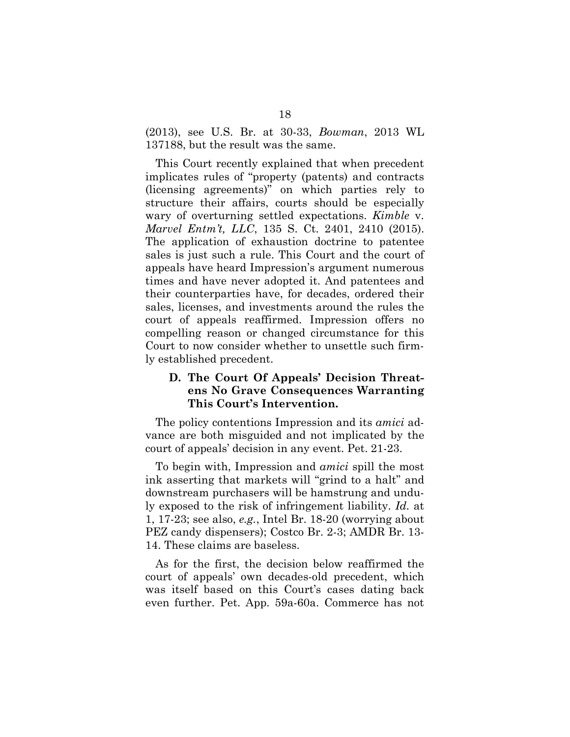(2013), see U.S. Br. at 30-33, *Bowman*, 2013 WL 137188, but the result was the same.

This Court recently explained that when precedent implicates rules of "property (patents) and contracts (licensing agreements)" on which parties rely to structure their affairs, courts should be especially wary of overturning settled expectations. *Kimble* v. *Marvel Entm't, LLC*, 135 S. Ct. 2401, 2410 (2015). The application of exhaustion doctrine to patentee sales is just such a rule. This Court and the court of appeals have heard Impression's argument numerous times and have never adopted it. And patentees and their counterparties have, for decades, ordered their sales, licenses, and investments around the rules the court of appeals reaffirmed. Impression offers no compelling reason or changed circumstance for this Court to now consider whether to unsettle such firmly established precedent.

### D. The Court Of Appeals' Decision Threatens No Grave Consequences Warranting This Court's Intervention.

The policy contentions Impression and its *amici* advance are both misguided and not implicated by the court of appeals' decision in any event. Pet. 21-23.

To begin with, Impression and *amici* spill the most ink asserting that markets will "grind to a halt" and downstream purchasers will be hamstrung and unduly exposed to the risk of infringement liability. *Id.* at 1, 17-23; see also, *e.g.*, Intel Br. 18-20 (worrying about PEZ candy dispensers); Costco Br. 2-3; AMDR Br. 13-14. These claims are baseless.

As for the first, the decision below reaffirmed the court of appeals' own decades-old precedent, which was itself based on this Court's cases dating back even further. Pet. App. 59a-60a. Commerce has not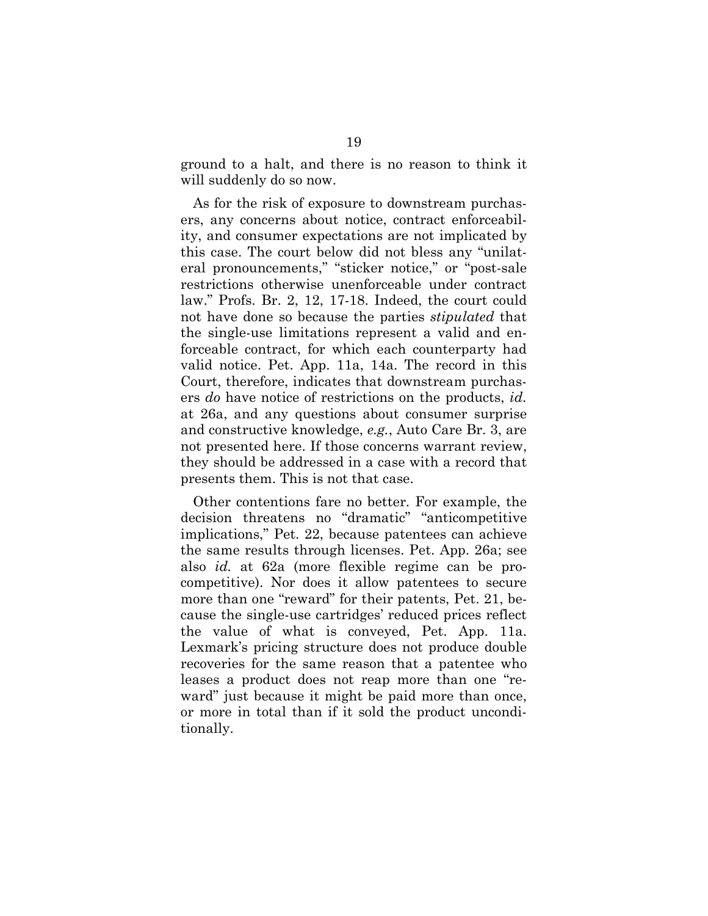ground to a halt, and there is no reason to think it will suddenly do so now.

As for the risk of exposure to downstream purchasers, any concerns about notice, contract enforceability, and consumer expectations are not implicated by this case. The court below did not bless any "unilateral pronouncements," "sticker notice," or "post-sale restrictions otherwise unenforceable under contract law." Profs. Br. 2, 12, 17-18. Indeed, the court could not have done so because the parties *stipulated* that the single-use limitations represent a valid and enforceable contract, for which each counterparty had valid notice. Pet. App. 11a, 14a. The record in this Court, therefore, indicates that downstream purchasers *do* have notice of restrictions on the products, *id.* at 26a, and any questions about consumer surprise and constructive knowledge, *e.g.*, Auto Care Br. 3, are not presented here. If those concerns warrant review, they should be addressed in a case with a record that presents them. This is not that case.

Other contentions fare no better. For example, the decision threatens no "dramatic" "anticompetitive implications," Pet. 22, because patentees can achieve the same results through licenses. Pet. App. 26a; see also *id.* at 62a (more flexible regime can be procompetitive). Nor does it allow patentees to secure more than one "reward" for their patents, Pet. 21, because the single-use cartridges' reduced prices reflect the value of what is conveyed, Pet. App. 11a. Lexmark's pricing structure does not produce double recoveries for the same reason that a patentee who leases a product does not reap more than one "reward" just because it might be paid more than once, or more in total than if it sold the product unconditionally.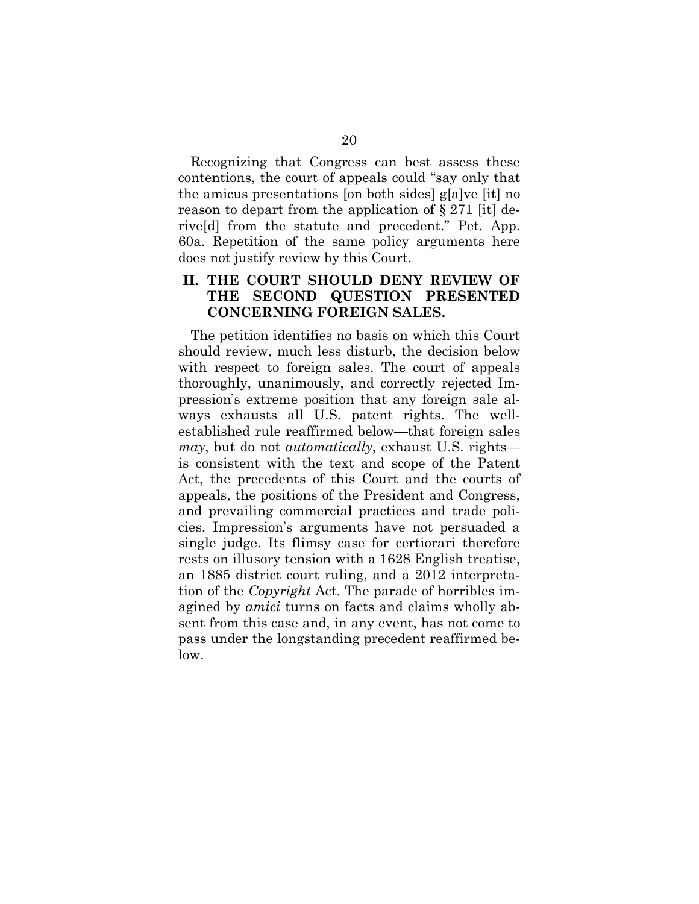Recognizing that Congress can best assess these contentions, the court of appeals could "say only that the amicus presentations [on both sides] g[a]ve [it] no reason to depart from the application of § 271 [it] derive[d] from the statute and precedent." Pet. App. 60a. Repetition of the same policy arguments here does not justify review by this Court.

## II. THE COURT SHOULD DENY REVIEW OF THE SECOND QUESTION PRESENTED CONCERNING FOREIGN SALES.

The petition identifies no basis on which this Court should review, much less disturb, the decision below with respect to foreign sales. The court of appeals thoroughly, unanimously, and correctly rejected Impression's extreme position that any foreign sale always exhausts all U.S. patent rights. The well-established rule reaffirmed below—that foreign sales *may*, but do not *automatically*, exhaust U.S. rights—is consistent with the text and scope of the Patent Act, the precedents of this Court and the courts of appeals, the positions of the President and Congress, and prevailing commercial practices and trade policies. Impression's arguments have not persuaded a single judge. Its flimsy case for certiorari therefore rests on illusory tension with a 1628 English treatise, an 1885 district court ruling, and a 2012 interpretation of the *Copyright* Act. The parade of horribles imagined by *amici* turns on facts and claims wholly absent from this case and, in any event, has not come to pass under the longstanding precedent reaffirmed below.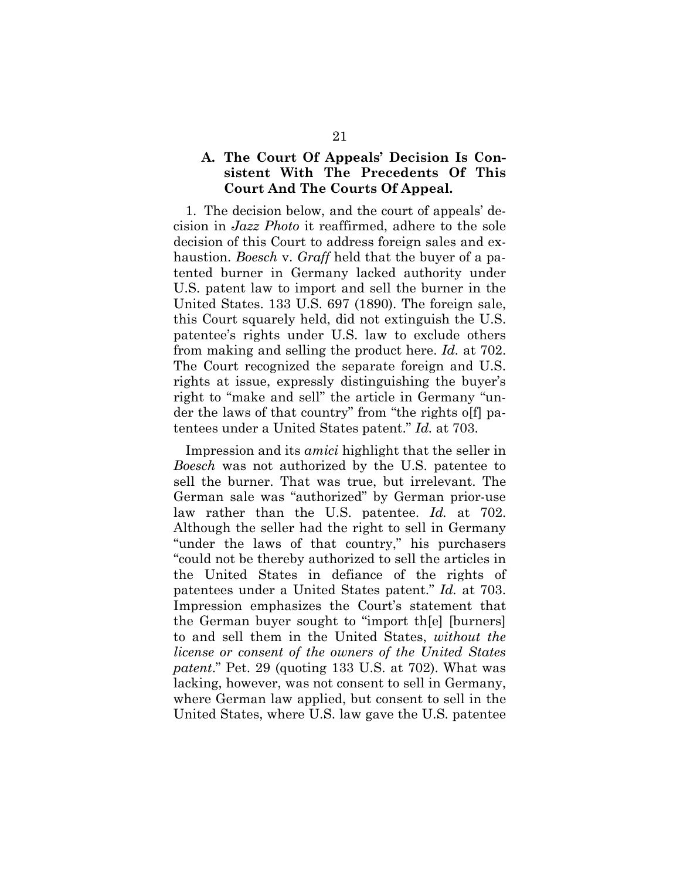### A. The Court Of Appeals' Decision Is Consistent With The Precedents Of This Court And The Courts Of Appeal.

1. The decision below, and the court of appeals' decision in *Jazz Photo* it reaffirmed, adhere to the sole decision of this Court to address foreign sales and exhaustion. *Boesch* v. *Graff* held that the buyer of a patented burner in Germany lacked authority under U.S. patent law to import and sell the burner in the United States. 133 U.S. 697 (1890). The foreign sale, this Court squarely held, did not extinguish the U.S. patentee's rights under U.S. law to exclude others from making and selling the product here. *Id.* at 702. The Court recognized the separate foreign and U.S. rights at issue, expressly distinguishing the buyer's right to "make and sell" the article in Germany "under the laws of that country" from "the rights o[f] patentees under a United States patent." *Id.* at 703.

Impression and its *amici* highlight that the seller in *Boesch* was not authorized by the U.S. patentee to sell the burner. That was true, but irrelevant. The German sale was "authorized" by German prior-use law rather than the U.S. patentee. *Id.* at 702. Although the seller had the right to sell in Germany "under the laws of that country," his purchasers "could not be thereby authorized to sell the articles in the United States in defiance of the rights of patentees under a United States patent." *Id.* at 703. Impression emphasizes the Court's statement that the German buyer sought to "import th[e] [burners] to and sell them in the United States, *without the license or consent of the owners of the United States patent*." Pet. 29 (quoting 133 U.S. at 702). What was lacking, however, was not consent to sell in Germany, where German law applied, but consent to sell in the United States, where U.S. law gave the U.S. patentee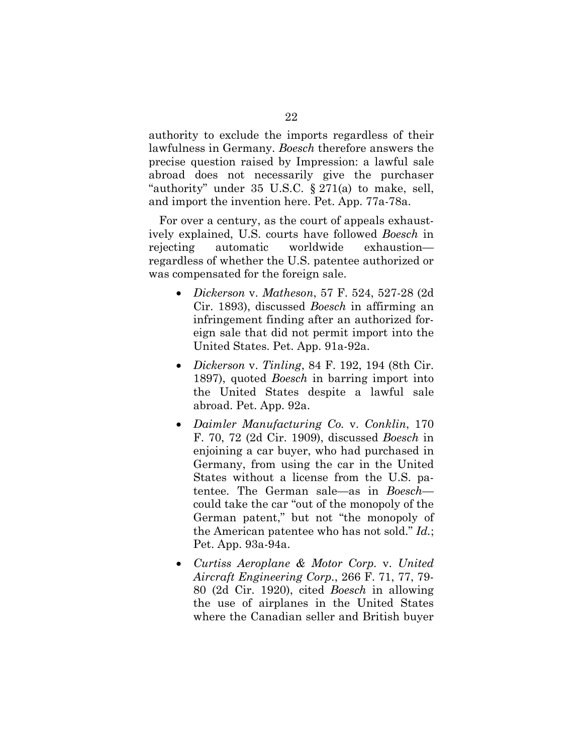authority to exclude the imports regardless of their lawfulness in Germany. *Boesch* therefore answers the precise question raised by Impression: a lawful sale abroad does not necessarily give the purchaser "authority" under 35 U.S.C. § 271(a) to make, sell, and import the invention here. Pet. App. 77a-78a.

For over a century, as the court of appeals exhaustively explained, U.S. courts have followed *Boesch* in rejecting automatic worldwide exhaustion—regardless of whether the U.S. patentee authorized or was compensated for the foreign sale.

- *Dickerson* v. *Matheson*, 57 F. 524, 527-28 (2d Cir. 1893), discussed *Boesch* in affirming an infringement finding after an authorized foreign sale that did not permit import into the United States. Pet. App. 91a-92a.
- *Dickerson* v. *Tinling*, 84 F. 192, 194 (8th Cir. 1897), quoted *Boesch* in barring import into the United States despite a lawful sale abroad. Pet. App. 92a.
- *Daimler Manufacturing Co.* v. *Conklin*, 170 F. 70, 72 (2d Cir. 1909), discussed *Boesch* in enjoining a car buyer, who had purchased in Germany, from using the car in the United States without a license from the U.S. patentee. The German sale—as in *Boesch*—could take the car "out of the monopoly of the German patent," but not "the monopoly of the American patentee who has not sold." *Id.*; Pet. App. 93a-94a.
- *Curtiss Aeroplane & Motor Corp.* v. *United Aircraft Engineering Corp.*, 266 F. 71, 77, 79-80 (2d Cir. 1920), cited *Boesch* in allowing the use of airplanes in the United States where the Canadian seller and British buyer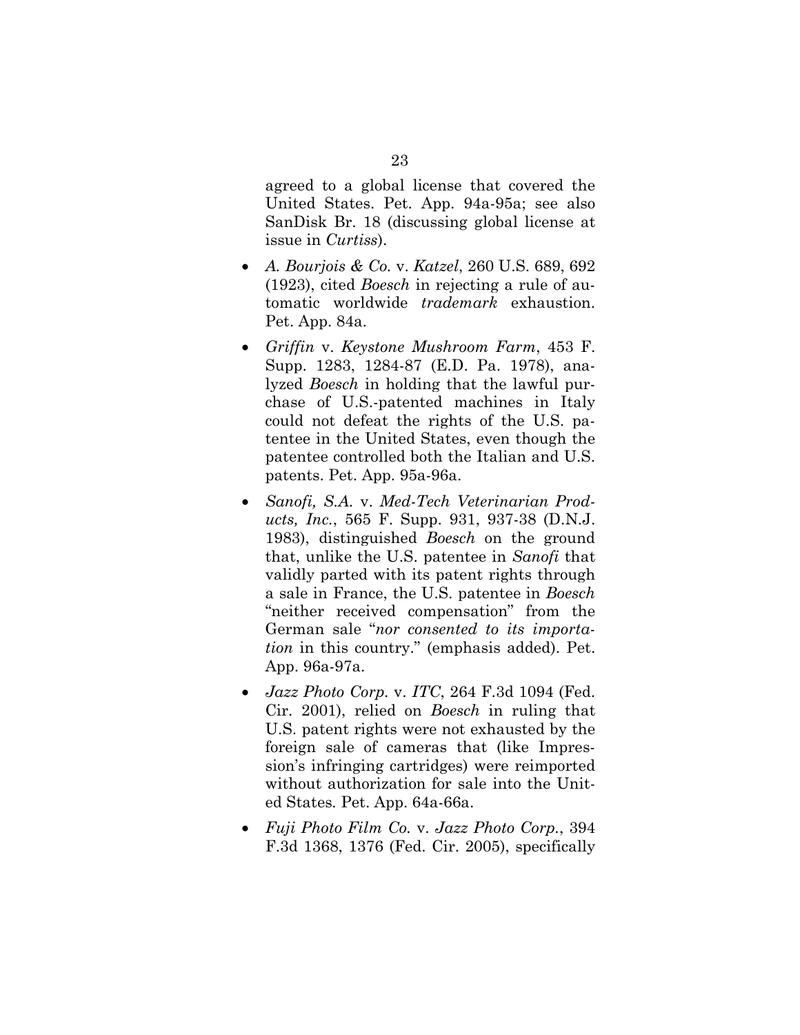agreed to a global license that covered the United States. Pet. App. 94a-95a; see also SanDisk Br. 18 (discussing global license at issue in *Curtiss*).

- *A. Bourjois & Co.* v. *Katzel*, 260 U.S. 689, 692 (1923), cited *Boesch* in rejecting a rule of automatic worldwide *trademark* exhaustion. Pet. App. 84a.
- *Griffin* v. *Keystone Mushroom Farm*, 453 F. Supp. 1283, 1284-87 (E.D. Pa. 1978), analyzed *Boesch* in holding that the lawful purchase of U.S.-patented machines in Italy could not defeat the rights of the U.S. patentee in the United States, even though the patentee controlled both the Italian and U.S. patents. Pet. App. 95a-96a.
- *Sanofi, S.A.* v. *Med-Tech Veterinarian Products, Inc.*, 565 F. Supp. 931, 937-38 (D.N.J. 1983), distinguished *Boesch* on the ground that, unlike the U.S. patentee in *Sanofi* that validly parted with its patent rights through a sale in France, the U.S. patentee in *Boesch* "neither received compensation" from the German sale "*nor consented to its importation* in this country." (emphasis added). Pet. App. 96a-97a.
- *Jazz Photo Corp.* v. *ITC*, 264 F.3d 1094 (Fed. Cir. 2001), relied on *Boesch* in ruling that U.S. patent rights were not exhausted by the foreign sale of cameras that (like Impression's infringing cartridges) were reimported without authorization for sale into the United States. Pet. App. 64a-66a.
- *Fuji Photo Film Co.* v. *Jazz Photo Corp.*, 394 F.3d 1368, 1376 (Fed. Cir. 2005), specifically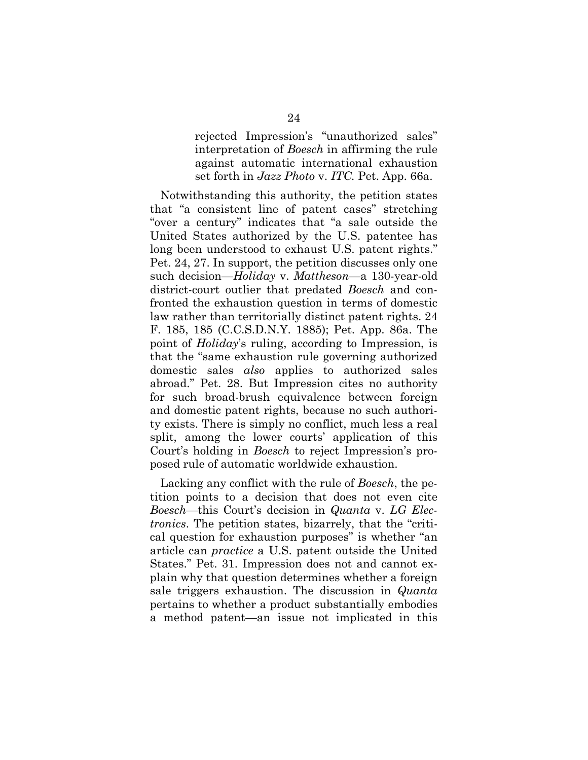> rejected Impression's "unauthorized sales" interpretation of *Boesch* in affirming the rule against automatic international exhaustion set forth in *Jazz Photo* v. *ITC*. Pet. App. 66a.

Notwithstanding this authority, the petition states that "a consistent line of patent cases" stretching "over a century" indicates that "a sale outside the United States authorized by the U.S. patentee has long been understood to exhaust U.S. patent rights." Pet. 24, 27. In support, the petition discusses only one such decision—*Holiday* v. *Mattheson*—a 130-year-old district-court outlier that predated *Boesch* and confronted the exhaustion question in terms of domestic law rather than territorially distinct patent rights. 24 F. 185, 185 (C.C.S.D.N.Y. 1885); Pet. App. 86a. The point of *Holiday*'s ruling, according to Impression, is that the "same exhaustion rule governing authorized domestic sales *also* applies to authorized sales abroad." Pet. 28. But Impression cites no authority for such broad-brush equivalence between foreign and domestic patent rights, because no such authority exists. There is simply no conflict, much less a real split, among the lower courts' application of this Court's holding in *Boesch* to reject Impression's proposed rule of automatic worldwide exhaustion.

Lacking any conflict with the rule of *Boesch*, the petition points to a decision that does not even cite *Boesch*—this Court's decision in *Quanta* v. *LG Electronics*. The petition states, bizarrely, that the "critical question for exhaustion purposes" is whether "an article can *practice* a U.S. patent outside the United States." Pet. 31. Impression does not and cannot explain why that question determines whether a foreign sale triggers exhaustion. The discussion in *Quanta* pertains to whether a product substantially embodies a method patent—an issue not implicated in this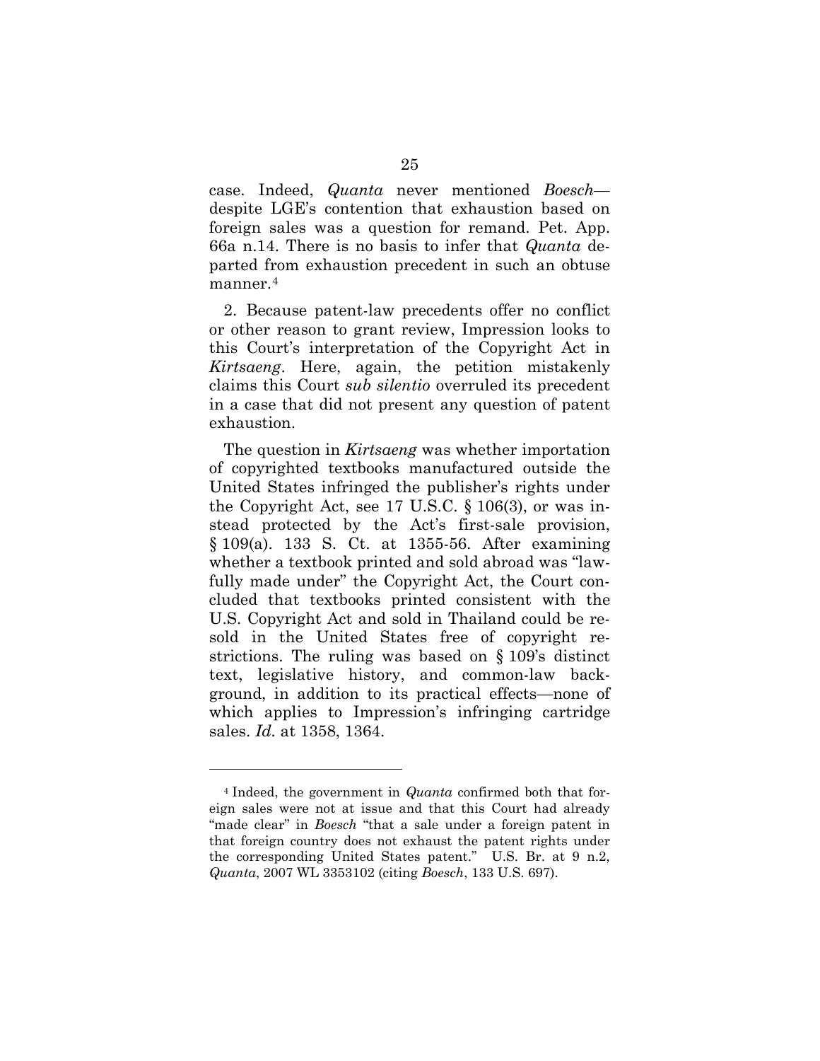case. Indeed, *Quanta* never mentioned *Boesch*—despite LGE's contention that exhaustion based on foreign sales was a question for remand. Pet. App. 66a n.14. There is no basis to infer that *Quanta* departed from exhaustion precedent in such an obtuse manner.[4]

2. Because patent-law precedents offer no conflict or other reason to grant review, Impression looks to this Court's interpretation of the Copyright Act in *Kirtsaeng*. Here, again, the petition mistakenly claims this Court *sub silentio* overruled its precedent in a case that did not present any question of patent exhaustion.

The question in *Kirtsaeng* was whether importation of copyrighted textbooks manufactured outside the United States infringed the publisher's rights under the Copyright Act, see 17 U.S.C. § 106(3), or was instead protected by the Act's first-sale provision, § 109(a). 133 S. Ct. at 1355-56. After examining whether a textbook printed and sold abroad was "lawfully made under" the Copyright Act, the Court concluded that textbooks printed consistent with the U.S. Copyright Act and sold in Thailand could be resold in the United States free of copyright restrictions. The ruling was based on § 109's distinct text, legislative history, and common-law background, in addition to its practical effects—none of which applies to Impression's infringing cartridge sales. *Id.* at 1358, 1364.

---

[4] Indeed, the government in *Quanta* confirmed both that foreign sales were not at issue and that this Court had already "made clear" in *Boesch* "that a sale under a foreign patent in that foreign country does not exhaust the patent rights under the corresponding United States patent." U.S. Br. at 9 n.2, *Quanta*, 2007 WL 3353102 (citing *Boesch*, 133 U.S. 697).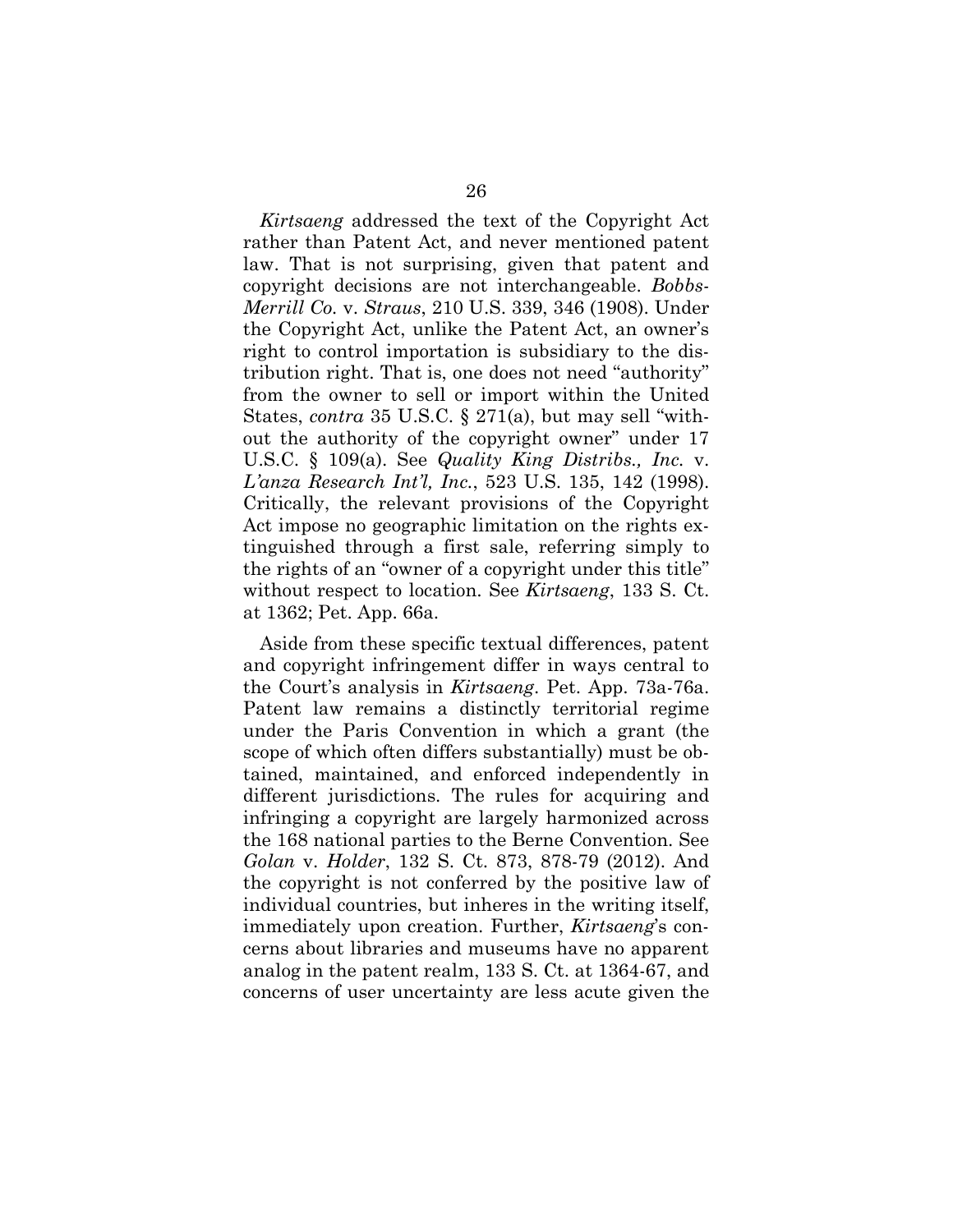*Kirtsaeng* addressed the text of the Copyright Act rather than Patent Act, and never mentioned patent law. That is not surprising, given that patent and copyright decisions are not interchangeable. *Bobbs-Merrill Co.* v. *Straus*, 210 U.S. 339, 346 (1908). Under the Copyright Act, unlike the Patent Act, an owner's right to control importation is subsidiary to the distribution right. That is, one does not need "authority" from the owner to sell or import within the United States, *contra* 35 U.S.C. § 271(a), but may sell "without the authority of the copyright owner" under 17 U.S.C. § 109(a). See *Quality King Distribs., Inc.* v. *L'anza Research Int'l, Inc.*, 523 U.S. 135, 142 (1998). Critically, the relevant provisions of the Copyright Act impose no geographic limitation on the rights extinguished through a first sale, referring simply to the rights of an "owner of a copyright under this title" without respect to location. See *Kirtsaeng*, 133 S. Ct. at 1362; Pet. App. 66a.

Aside from these specific textual differences, patent and copyright infringement differ in ways central to the Court's analysis in *Kirtsaeng*. Pet. App. 73a-76a. Patent law remains a distinctly territorial regime under the Paris Convention in which a grant (the scope of which often differs substantially) must be obtained, maintained, and enforced independently in different jurisdictions. The rules for acquiring and infringing a copyright are largely harmonized across the 168 national parties to the Berne Convention. See *Golan* v. *Holder*, 132 S. Ct. 873, 878-79 (2012). And the copyright is not conferred by the positive law of individual countries, but inheres in the writing itself, immediately upon creation. Further, *Kirtsaeng*'s concerns about libraries and museums have no apparent analog in the patent realm, 133 S. Ct. at 1364-67, and concerns of user uncertainty are less acute given the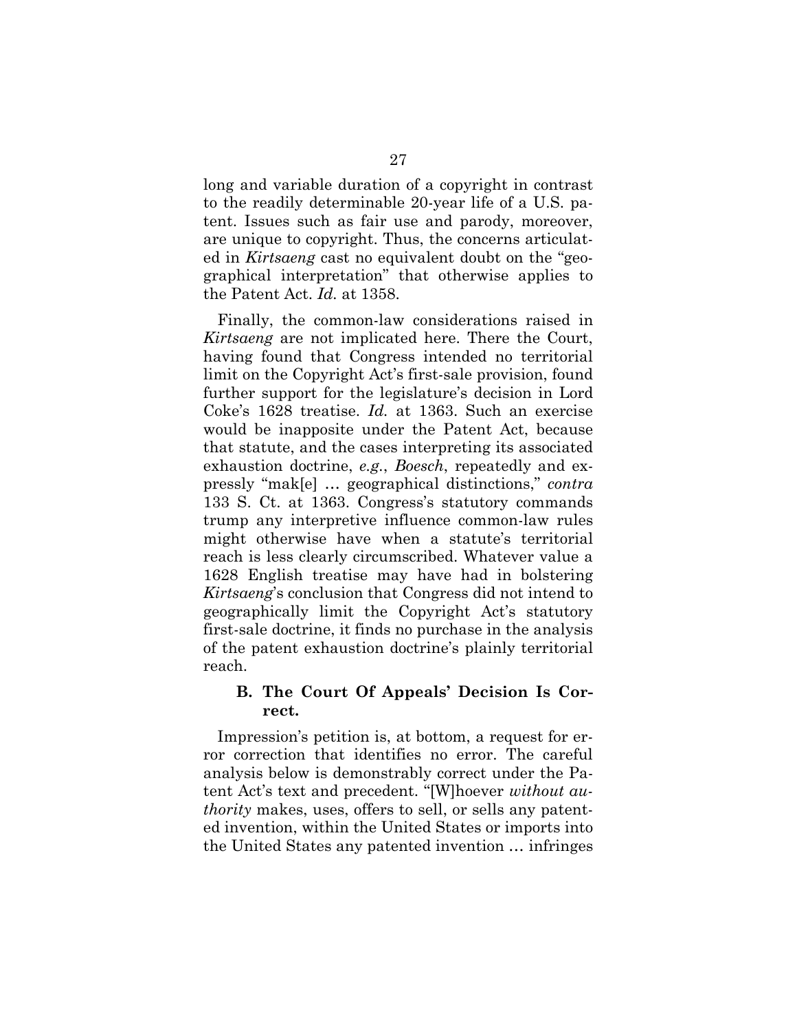long and variable duration of a copyright in contrast to the readily determinable 20-year life of a U.S. patent. Issues such as fair use and parody, moreover, are unique to copyright. Thus, the concerns articulated in *Kirtsaeng* cast no equivalent doubt on the "geographical interpretation" that otherwise applies to the Patent Act. *Id.* at 1358.

Finally, the common-law considerations raised in *Kirtsaeng* are not implicated here. There the Court, having found that Congress intended no territorial limit on the Copyright Act's first-sale provision, found further support for the legislature's decision in Lord Coke's 1628 treatise. *Id.* at 1363. Such an exercise would be inapposite under the Patent Act, because that statute, and the cases interpreting its associated exhaustion doctrine, *e.g.*, *Boesch*, repeatedly and expressly "mak[e] … geographical distinctions," *contra* 133 S. Ct. at 1363. Congress's statutory commands trump any interpretive influence common-law rules might otherwise have when a statute's territorial reach is less clearly circumscribed. Whatever value a 1628 English treatise may have had in bolstering *Kirtsaeng*'s conclusion that Congress did not intend to geographically limit the Copyright Act's statutory first-sale doctrine, it finds no purchase in the analysis of the patent exhaustion doctrine's plainly territorial reach.

### B. The Court Of Appeals' Decision Is Correct.

Impression's petition is, at bottom, a request for error correction that identifies no error. The careful analysis below is demonstrably correct under the Patent Act's text and precedent. "[W]hoever *without authority* makes, uses, offers to sell, or sells any patented invention, within the United States or imports into the United States any patented invention … infringes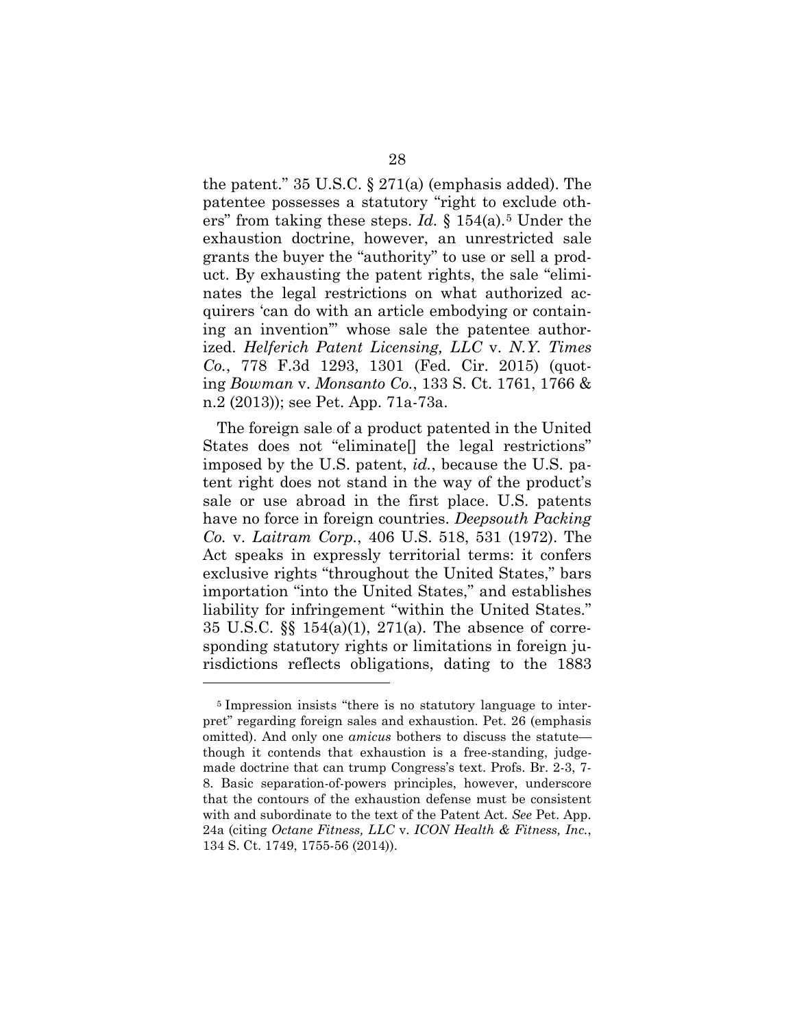the patent." 35 U.S.C. § 271(a) (emphasis added). The patentee possesses a statutory "right to exclude others" from taking these steps. *Id.* § 154(a).[5] Under the exhaustion doctrine, however, an unrestricted sale grants the buyer the "authority" to use or sell a product. By exhausting the patent rights, the sale "eliminates the legal restrictions on what authorized acquirers 'can do with an article embodying or containing an invention'" whose sale the patentee authorized. *Helferich Patent Licensing, LLC* v. *N.Y. Times Co.*, 778 F.3d 1293, 1301 (Fed. Cir. 2015) (quoting *Bowman* v. *Monsanto Co.*, 133 S. Ct. 1761, 1766 & n.2 (2013)); see Pet. App. 71a-73a.

The foreign sale of a product patented in the United States does not "eliminate[] the legal restrictions" imposed by the U.S. patent, *id.*, because the U.S. patent right does not stand in the way of the product's sale or use abroad in the first place. U.S. patents have no force in foreign countries. *Deepsouth Packing Co.* v. *Laitram Corp.*, 406 U.S. 518, 531 (1972). The Act speaks in expressly territorial terms: it confers exclusive rights "throughout the United States," bars importation "into the United States," and establishes liability for infringement "within the United States." 35 U.S.C. §§ 154(a)(1), 271(a). The absence of corresponding statutory rights or limitations in foreign jurisdictions reflects obligations, dating to the 1883

---

[5] Impression insists "there is no statutory language to interpret" regarding foreign sales and exhaustion. Pet. 26 (emphasis omitted). And only one *amicus* bothers to discuss the statute—though it contends that exhaustion is a free-standing, judge-made doctrine that can trump Congress's text. Profs. Br. 2-3, 7-8. Basic separation-of-powers principles, however, underscore that the contours of the exhaustion defense must be consistent with and subordinate to the text of the Patent Act. *See* Pet. App. 24a (citing *Octane Fitness, LLC* v. *ICON Health & Fitness, Inc.*, 134 S. Ct. 1749, 1755-56 (2014)).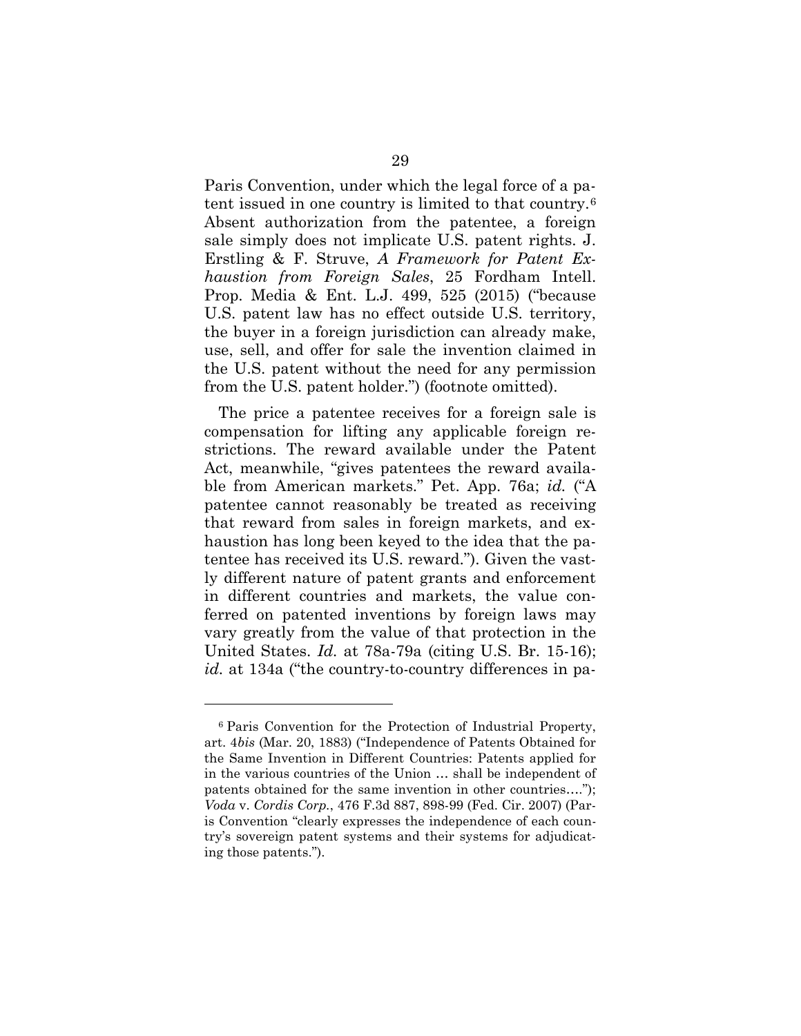Paris Convention, under which the legal force of a patent issued in one country is limited to that country.[6] Absent authorization from the patentee, a foreign sale simply does not implicate U.S. patent rights. J. Erstling & F. Struve, *A Framework for Patent Exhaustion from Foreign Sales*, 25 Fordham Intell. Prop. Media & Ent. L.J. 499, 525 (2015) ("because U.S. patent law has no effect outside U.S. territory, the buyer in a foreign jurisdiction can already make, use, sell, and offer for sale the invention claimed in the U.S. patent without the need for any permission from the U.S. patent holder.") (footnote omitted).

The price a patentee receives for a foreign sale is compensation for lifting any applicable foreign restrictions. The reward available under the Patent Act, meanwhile, "gives patentees the reward available from American markets." Pet. App. 76a; *id.* ("A patentee cannot reasonably be treated as receiving that reward from sales in foreign markets, and exhaustion has long been keyed to the idea that the patentee has received its U.S. reward."). Given the vastly different nature of patent grants and enforcement in different countries and markets, the value conferred on patented inventions by foreign laws may vary greatly from the value of that protection in the United States. *Id.* at 78a-79a (citing U.S. Br. 15-16); *id.* at 134a ("the country-to-country differences in pa-

[6] Paris Convention for the Protection of Industrial Property, art. 4*bis* (Mar. 20, 1883) ("Independence of Patents Obtained for the Same Invention in Different Countries: Patents applied for in the various countries of the Union … shall be independent of patents obtained for the same invention in other countries…."); *Voda* v. *Cordis Corp.*, 476 F.3d 887, 898-99 (Fed. Cir. 2007) (Paris Convention "clearly expresses the independence of each country's sovereign patent systems and their systems for adjudicating those patents.").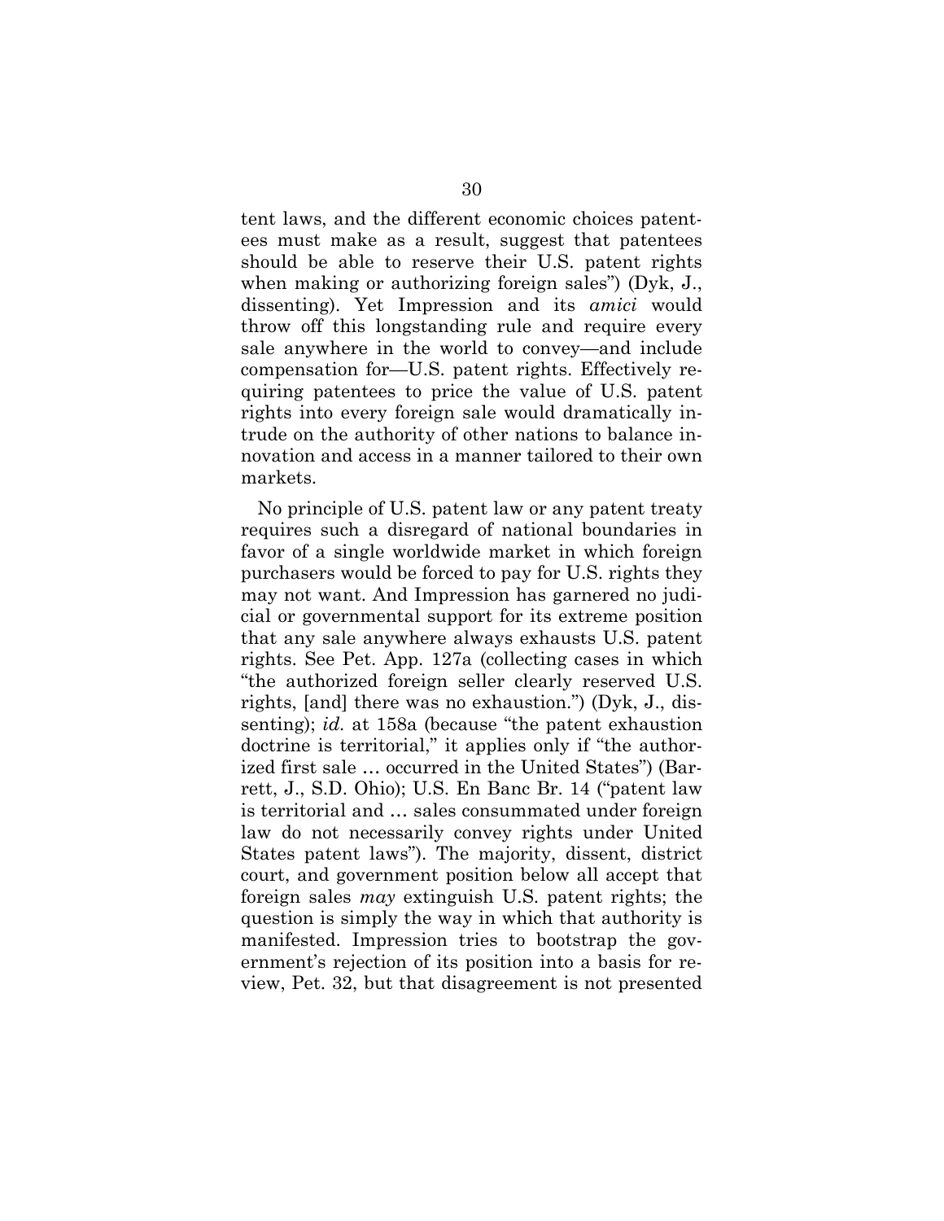tent laws, and the different economic choices patentees must make as a result, suggest that patentees should be able to reserve their U.S. patent rights when making or authorizing foreign sales") (Dyk, J., dissenting). Yet Impression and its *amici* would throw off this longstanding rule and require every sale anywhere in the world to convey—and include compensation for—U.S. patent rights. Effectively requiring patentees to price the value of U.S. patent rights into every foreign sale would dramatically intrude on the authority of other nations to balance innovation and access in a manner tailored to their own markets.

No principle of U.S. patent law or any patent treaty requires such a disregard of national boundaries in favor of a single worldwide market in which foreign purchasers would be forced to pay for U.S. rights they may not want. And Impression has garnered no judicial or governmental support for its extreme position that any sale anywhere always exhausts U.S. patent rights. See Pet. App. 127a (collecting cases in which "the authorized foreign seller clearly reserved U.S. rights, [and] there was no exhaustion.") (Dyk, J., dissenting); *id.* at 158a (because "the patent exhaustion doctrine is territorial," it applies only if "the authorized first sale … occurred in the United States") (Barrett, J., S.D. Ohio); U.S. En Banc Br. 14 ("patent law is territorial and … sales consummated under foreign law do not necessarily convey rights under United States patent laws"). The majority, dissent, district court, and government position below all accept that foreign sales *may* extinguish U.S. patent rights; the question is simply the way in which that authority is manifested. Impression tries to bootstrap the government's rejection of its position into a basis for review, Pet. 32, but that disagreement is not presented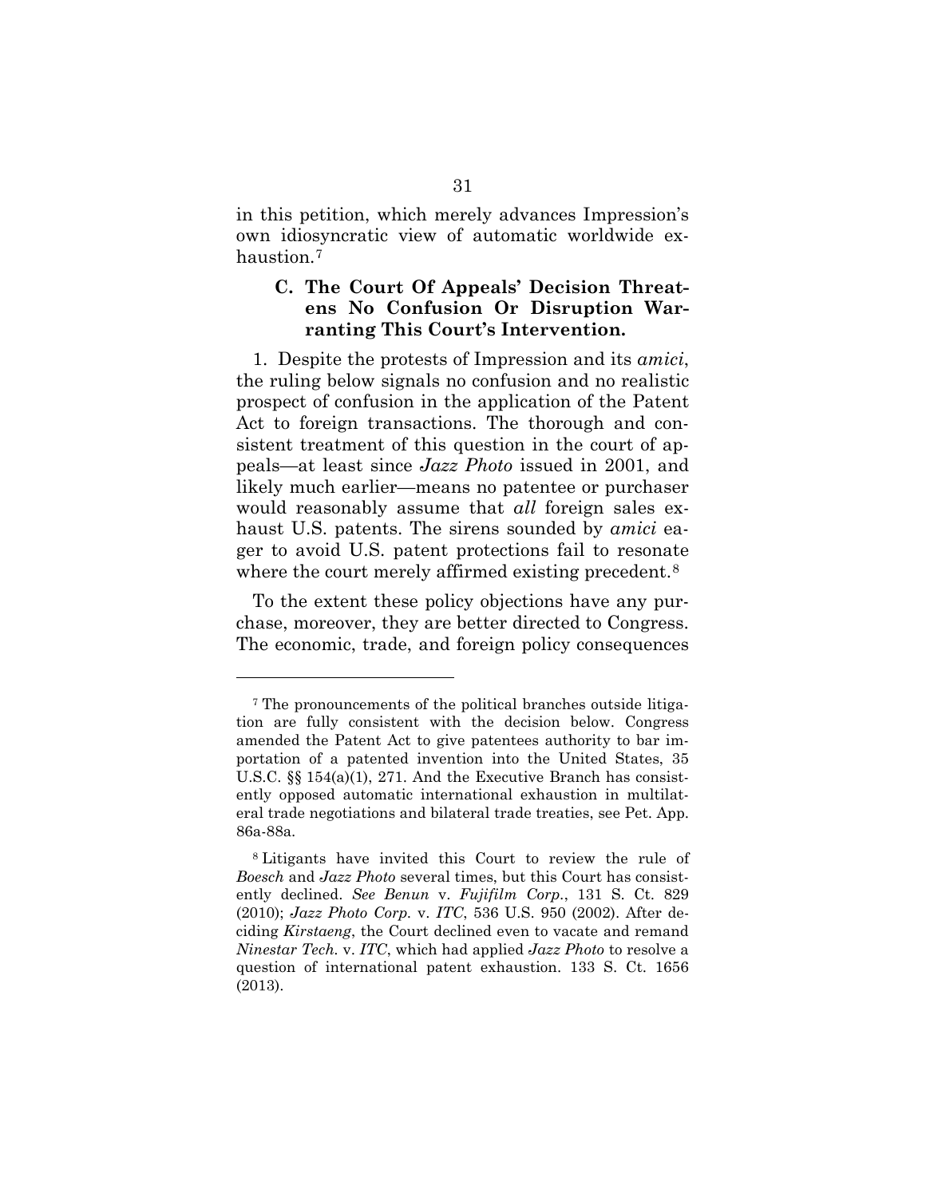in this petition, which merely advances Impression's own idiosyncratic view of automatic worldwide exhaustion.[7]

### C. The Court Of Appeals' Decision Threatens No Confusion Or Disruption Warranting This Court's Intervention.

1. Despite the protests of Impression and its *amici*, the ruling below signals no confusion and no realistic prospect of confusion in the application of the Patent Act to foreign transactions. The thorough and consistent treatment of this question in the court of appeals—at least since *Jazz Photo* issued in 2001, and likely much earlier—means no patentee or purchaser would reasonably assume that *all* foreign sales exhaust U.S. patents. The sirens sounded by *amici* eager to avoid U.S. patent protections fail to resonate where the court merely affirmed existing precedent.[8]

To the extent these policy objections have any purchase, moreover, they are better directed to Congress. The economic, trade, and foreign policy consequences

---

[7] The pronouncements of the political branches outside litigation are fully consistent with the decision below. Congress amended the Patent Act to give patentees authority to bar importation of a patented invention into the United States, 35 U.S.C. §§ 154(a)(1), 271. And the Executive Branch has consistently opposed automatic international exhaustion in multilateral trade negotiations and bilateral trade treaties, see Pet. App. 86a-88a.

[8] Litigants have invited this Court to review the rule of *Boesch* and *Jazz Photo* several times, but this Court has consistently declined. *See Benun* v. *Fujifilm Corp.*, 131 S. Ct. 829 (2010); *Jazz Photo Corp.* v. *ITC*, 536 U.S. 950 (2002). After deciding *Kirstaeng*, the Court declined even to vacate and remand *Ninestar Tech.* v. *ITC*, which had applied *Jazz Photo* to resolve a question of international patent exhaustion. 133 S. Ct. 1656 (2013).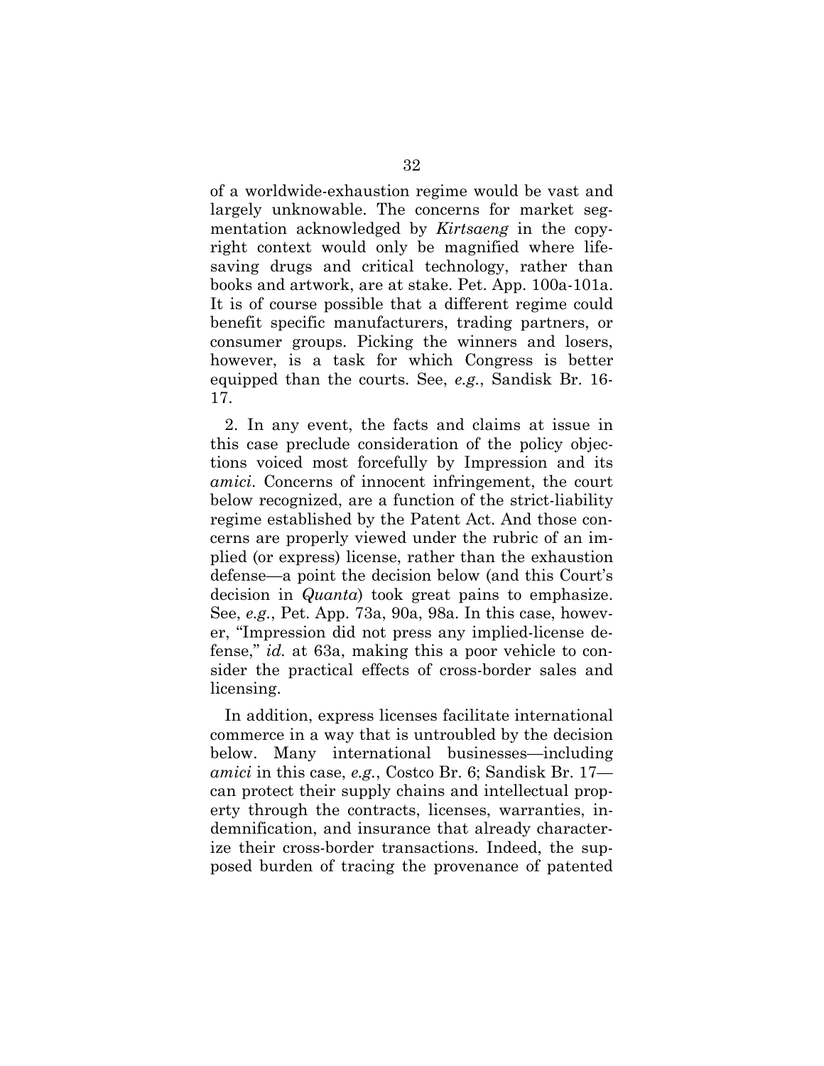of a worldwide-exhaustion regime would be vast and largely unknowable. The concerns for market segmentation acknowledged by *Kirtsaeng* in the copyright context would only be magnified where life-saving drugs and critical technology, rather than books and artwork, are at stake. Pet. App. 100a-101a. It is of course possible that a different regime could benefit specific manufacturers, trading partners, or consumer groups. Picking the winners and losers, however, is a task for which Congress is better equipped than the courts. See, *e.g.*, Sandisk Br. 16-17.

2. In any event, the facts and claims at issue in this case preclude consideration of the policy objections voiced most forcefully by Impression and its *amici*. Concerns of innocent infringement, the court below recognized, are a function of the strict-liability regime established by the Patent Act. And those concerns are properly viewed under the rubric of an implied (or express) license, rather than the exhaustion defense—a point the decision below (and this Court's decision in *Quanta*) took great pains to emphasize. See, *e.g.*, Pet. App. 73a, 90a, 98a. In this case, however, "Impression did not press any implied-license defense," *id.* at 63a, making this a poor vehicle to consider the practical effects of cross-border sales and licensing.

In addition, express licenses facilitate international commerce in a way that is untroubled by the decision below. Many international businesses—including *amici* in this case, *e.g.*, Costco Br. 6; Sandisk Br. 17—can protect their supply chains and intellectual property through the contracts, licenses, warranties, indemnification, and insurance that already characterize their cross-border transactions. Indeed, the supposed burden of tracing the provenance of patented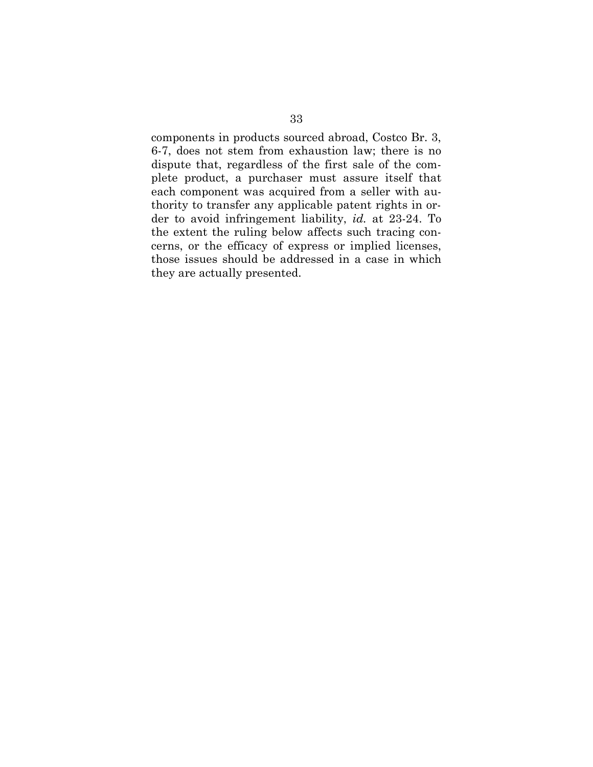components in products sourced abroad, Costco Br. 3, 6-7, does not stem from exhaustion law; there is no dispute that, regardless of the first sale of the complete product, a purchaser must assure itself that each component was acquired from a seller with authority to transfer any applicable patent rights in order to avoid infringement liability, *id.* at 23-24. To the extent the ruling below affects such tracing concerns, or the efficacy of express or implied licenses, those issues should be addressed in a case in which they are actually presented.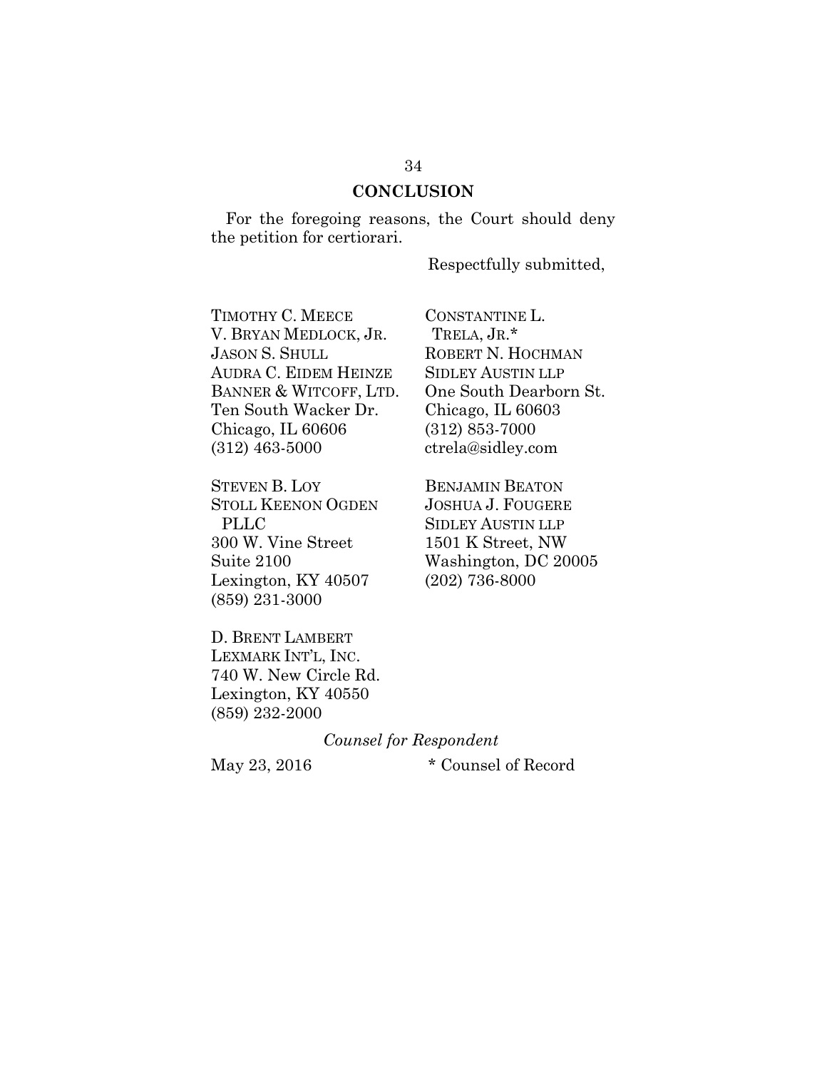## CONCLUSION

For the foregoing reasons, the Court should deny the petition for certiorari.

Respectfully submitted,

TIMOTHY C. MEECE
V. BRYAN MEDLOCK, JR.
JASON S. SHULL
AUDRA C. EIDEM HEINZE
BANNER & WITCOFF, LTD.
Ten South Wacker Dr.
Chicago, IL 60606
(312) 463-5000

STEVEN B. LOY
STOLL KEENON OGDEN PLLC
300 W. Vine Street
Suite 2100
Lexington, KY 40507
(859) 231-3000

D. BRENT LAMBERT
LEXMARK INT'L, INC.
740 W. New Circle Rd.
Lexington, KY 40550
(859) 232-2000

CONSTANTINE L. TRELA, JR.*
ROBERT N. HOCHMAN
SIDLEY AUSTIN LLP
One South Dearborn St.
Chicago, IL 60603
(312) 853-7000
ctrela@sidley.com

BENJAMIN BEATON
JOSHUA J. FOUGERE
SIDLEY AUSTIN LLP
1501 K Street, NW
Washington, DC 20005
(202) 736-8000

*Counsel for Respondent*

May 23, 2016

\* Counsel of Record